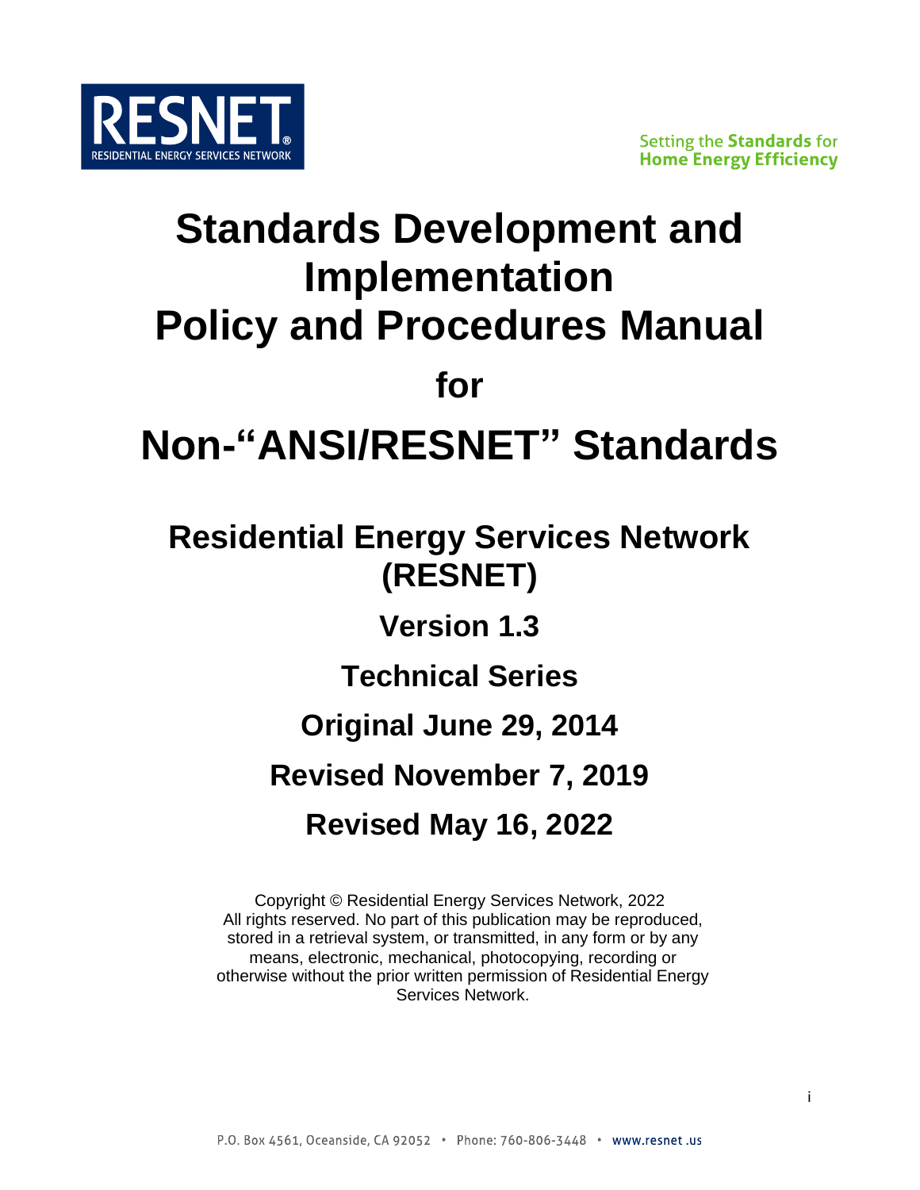RESNET
RESIDENTIAL ENERGY SERVICES NETWORK

Setting the **Standards** for
**Home Energy Efficiency**

# Standards Development and Implementation
# Policy and Procedures Manual
## for
# Non-"ANSI/RESNET" Standards

## Residential Energy Services Network (RESNET)

### Version 1.3

### Technical Series

### Original June 29, 2014

### Revised November 7, 2019

### Revised May 16, 2022

Copyright © Residential Energy Services Network, 2022
All rights reserved. No part of this publication may be reproduced, stored in a retrieval system, or transmitted, in any form or by any means, electronic, mechanical, photocopying, recording or otherwise without the prior written permission of Residential Energy Services Network.

P.O. Box 4561, Oceanside, CA 92052 • Phone: 760-806-3448 • www.resnet.us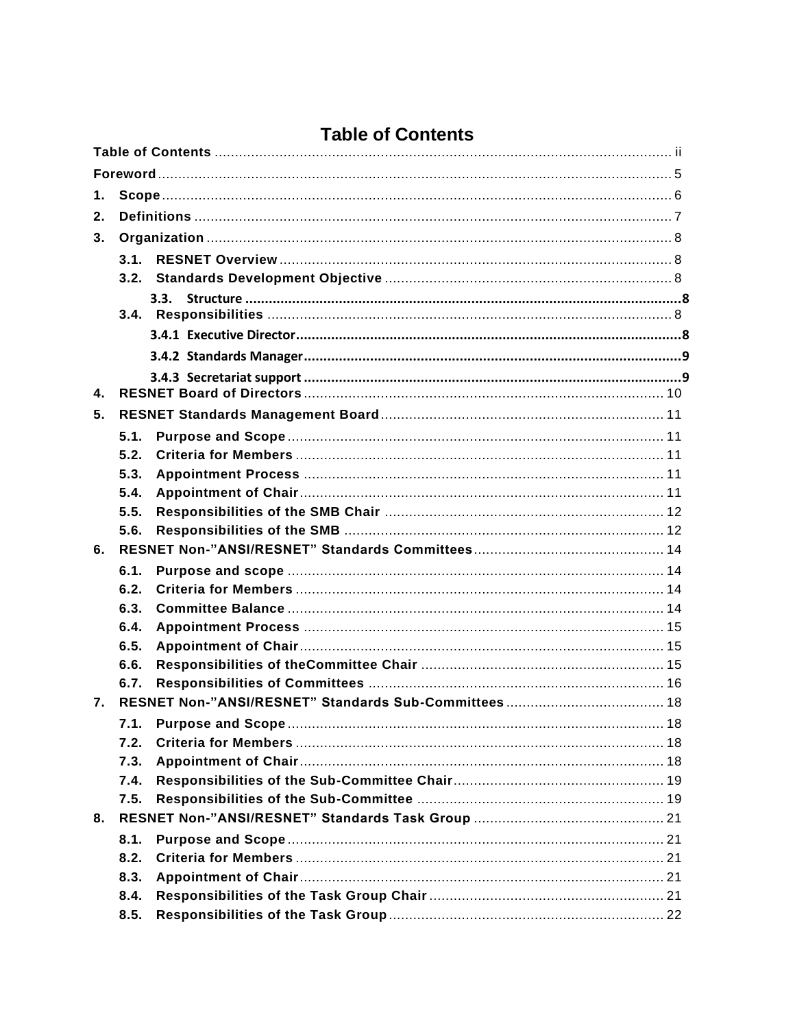# Table of Contents

Table of Contents ........ ii

Foreword ........ 5

1. Scope ........ 6
2. Definitions ........ 7
3. Organization ........ 8
    - 3.1. RESNET Overview ........ 8
    - 3.2. Standards Development Objective ........ 8
    - 3.3. Structure ........ 8
    - 3.4. Responsibilities ........ 8
        - 3.4.1 Executive Director ........ 8
        - 3.4.2 Standards Manager ........ 9
        - 3.4.3 Secretariat support ........ 9
4. RESNET Board of Directors ........ 10
5. RESNET Standards Management Board ........ 11
    - 5.1. Purpose and Scope ........ 11
    - 5.2. Criteria for Members ........ 11
    - 5.3. Appointment Process ........ 11
    - 5.4. Appointment of Chair ........ 11
    - 5.5. Responsibilities of the SMB Chair ........ 12
    - 5.6. Responsibilities of the SMB ........ 12
6. RESNET Non-"ANSI/RESNET" Standards Committees ........ 14
    - 6.1. Purpose and scope ........ 14
    - 6.2. Criteria for Members ........ 14
    - 6.3. Committee Balance ........ 14
    - 6.4. Appointment Process ........ 15
    - 6.5. Appointment of Chair ........ 15
    - 6.6. Responsibilities of theCommittee Chair ........ 15
    - 6.7. Responsibilities of Committees ........ 16
7. RESNET Non-"ANSI/RESNET" Standards Sub-Committees ........ 18
    - 7.1. Purpose and Scope ........ 18
    - 7.2. Criteria for Members ........ 18
    - 7.3. Appointment of Chair ........ 18
    - 7.4. Responsibilities of the Sub-Committee Chair ........ 19
    - 7.5. Responsibilities of the Sub-Committee ........ 19
8. RESNET Non-"ANSI/RESNET" Standards Task Group ........ 21
    - 8.1. Purpose and Scope ........ 21
    - 8.2. Criteria for Members ........ 21
    - 8.3. Appointment of Chair ........ 21
    - 8.4. Responsibilities of the Task Group Chair ........ 21
    - 8.5. Responsibilities of the Task Group ........ 22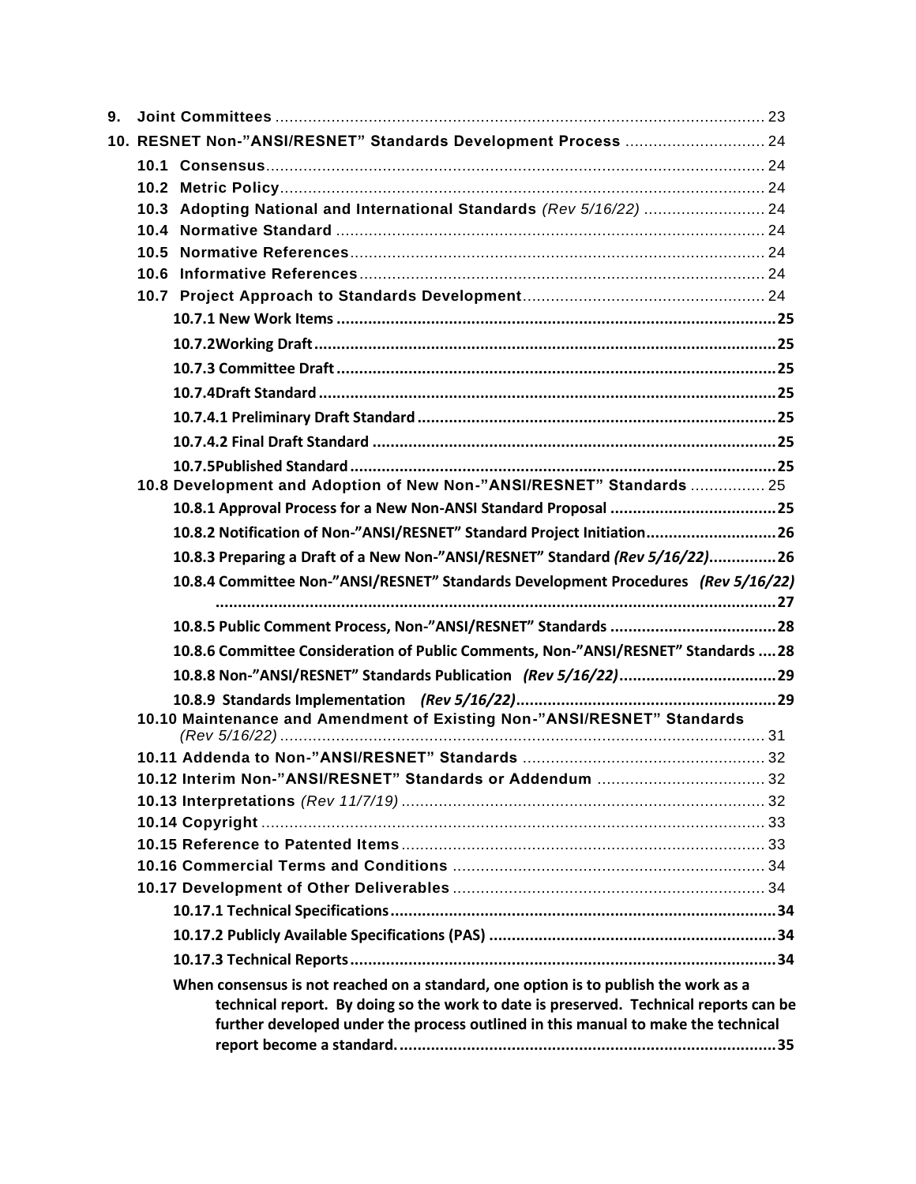**9. Joint Committees** ........................................................................................................ 23

**10. RESNET Non-"ANSI/RESNET" Standards Development Process** .............................. 24

- **10.1 Consensus**........................................................................................................... 24
- **10.2 Metric Policy**........................................................................................................ 24
- **10.3 Adopting National and International Standards** *(Rev 5/16/22)* .......................... 24
- **10.4 Normative Standard** ............................................................................................ 24
- **10.5 Normative References**......................................................................................... 24
- **10.6 Informative References**....................................................................................... 24
- **10.7 Project Approach to Standards Development**.................................................... 24
  - **10.7.1 New Work Items** ................................................................................................25
  - **10.7.2Working Draft**.....................................................................................................25
  - **10.7.3 Committee Draft** ................................................................................................25
  - **10.7.4Draft Standard** ....................................................................................................25
  - **10.7.4.1 Preliminary Draft Standard** ...............................................................................25
  - **10.7.4.2 Final Draft Standard** .........................................................................................25
  - **10.7.5Published Standard** .............................................................................................25
- **10.8 Development and Adoption of New Non-"ANSI/RESNET" Standards** ................ 25
  - **10.8.1 Approval Process for a New Non-ANSI Standard Proposal** .....................................25
  - **10.8.2 Notification of Non-"ANSI/RESNET" Standard Project Initiation**............................26
  - **10.8.3 Preparing a Draft of a New Non-"ANSI/RESNET" Standard** ***(Rev 5/16/22)***...............26
  - **10.8.4 Committee Non-"ANSI/RESNET" Standards Development Procedures** ***(Rev 5/16/22)*** ...........................................................................................................................27
  - **10.8.5 Public Comment Process, Non-"ANSI/RESNET" Standards** .....................................28
  - **10.8.6 Committee Consideration of Public Comments, Non-"ANSI/RESNET" Standards** ....28
  - **10.8.8 Non-"ANSI/RESNET" Standards Publication** ***(Rev 5/16/22)***..................................29
  - **10.8.9 Standards Implementation** ***(Rev 5/16/22)***.........................................................29
- **10.10 Maintenance and Amendment of Existing Non-"ANSI/RESNET" Standards** *(Rev 5/16/22)* ........................................................................................................ 31
- **10.11 Addenda to Non-"ANSI/RESNET" Standards** .................................................... 32
- **10.12 Interim Non-"ANSI/RESNET" Standards or Addendum** .................................... 32
- **10.13 Interpretations** *(Rev 11/7/19)* ............................................................................. 32
- **10.14 Copyright** ............................................................................................................ 33
- **10.15 Reference to Patented Items** ............................................................................. 33
- **10.16 Commercial Terms and Conditions** .................................................................. 34
- **10.17 Development of Other Deliverables** .................................................................. 34
  - **10.17.1 Technical Specifications**.....................................................................................34
  - **10.17.2 Publicly Available Specifications (PAS)** ...............................................................34
  - **10.17.3 Technical Reports**.............................................................................................34
  - **When consensus is not reached on a standard, one option is to publish the work as a technical report. By doing so the work to date is preserved. Technical reports can be further developed under the process outlined in this manual to make the technical report become a standard.** ...................................................................................35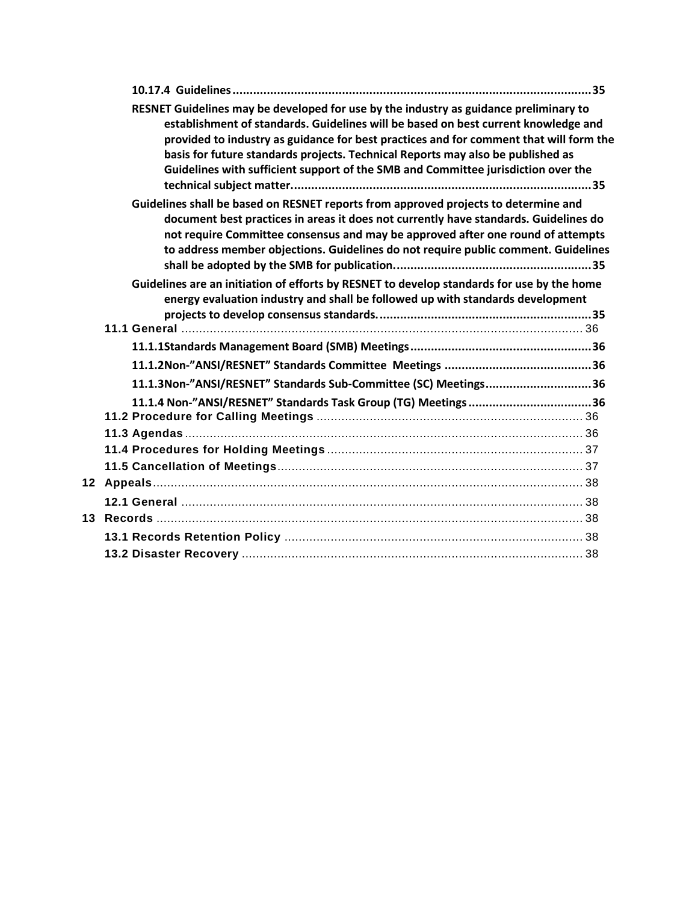10.17.4 Guidelines ........................................................................................................ 35

RESNET Guidelines may be developed for use by the industry as guidance preliminary to establishment of standards. Guidelines will be based on best current knowledge and provided to industry as guidance for best practices and for comment that will form the basis for future standards projects. Technical Reports may also be published as Guidelines with sufficient support of the SMB and Committee jurisdiction over the technical subject matter. ...................................................................................... 35

Guidelines shall be based on RESNET reports from approved projects to determine and document best practices in areas it does not currently have standards. Guidelines do not require Committee consensus and may be approved after one round of attempts to address member objections. Guidelines do not require public comment. Guidelines shall be adopted by the SMB for publication. ......................................................... 35

Guidelines are an initiation of efforts by RESNET to develop standards for use by the home energy evaluation industry and shall be followed up with standards development projects to develop consensus standards. ............................................................. 35

11.1 General ................................................................................................................. 36

11.1.1Standards Management Board (SMB) Meetings .................................................... 36

11.1.2Non-"ANSI/RESNET" Standards Committee Meetings .......................................... 36

11.1.3Non-"ANSI/RESNET" Standards Sub-Committee (SC) Meetings .............................. 36

11.1.4 Non-"ANSI/RESNET" Standards Task Group (TG) Meetings ................................... 36

11.2 Procedure for Calling Meetings ........................................................................... 36

11.3 Agendas ................................................................................................................ 36

11.4 Procedures for Holding Meetings ........................................................................ 37

11.5 Cancellation of Meetings ...................................................................................... 37

12 Appeals ........................................................................................................................ 38

12.1 General ................................................................................................................. 38

13 Records ........................................................................................................................ 38

13.1 Records Retention Policy .................................................................................... 38

13.2 Disaster Recovery ................................................................................................ 38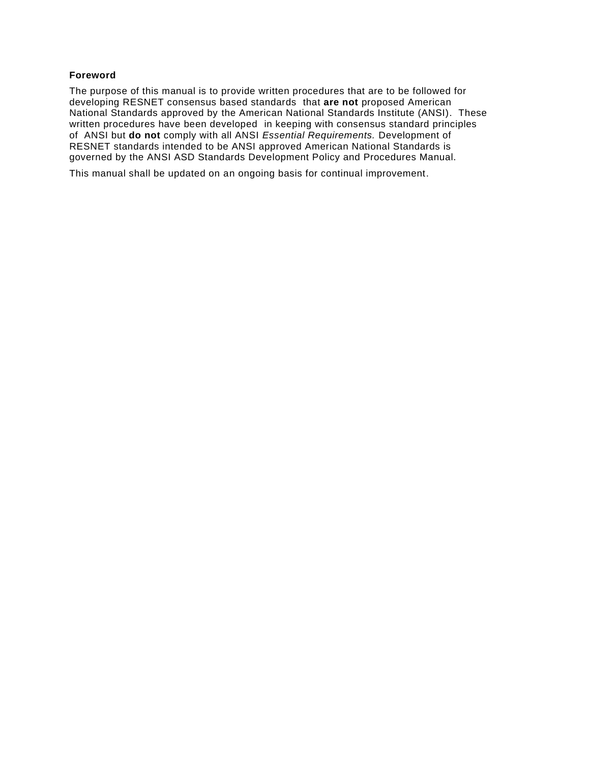## Foreword

The purpose of this manual is to provide written procedures that are to be followed for developing RESNET consensus based standards that **are not** proposed American National Standards approved by the American National Standards Institute (ANSI). These written procedures have been developed in keeping with consensus standard principles of ANSI but **do not** comply with all ANSI *Essential Requirements.* Development of RESNET standards intended to be ANSI approved American National Standards is governed by the ANSI ASD Standards Development Policy and Procedures Manual.

This manual shall be updated on an ongoing basis for continual improvement.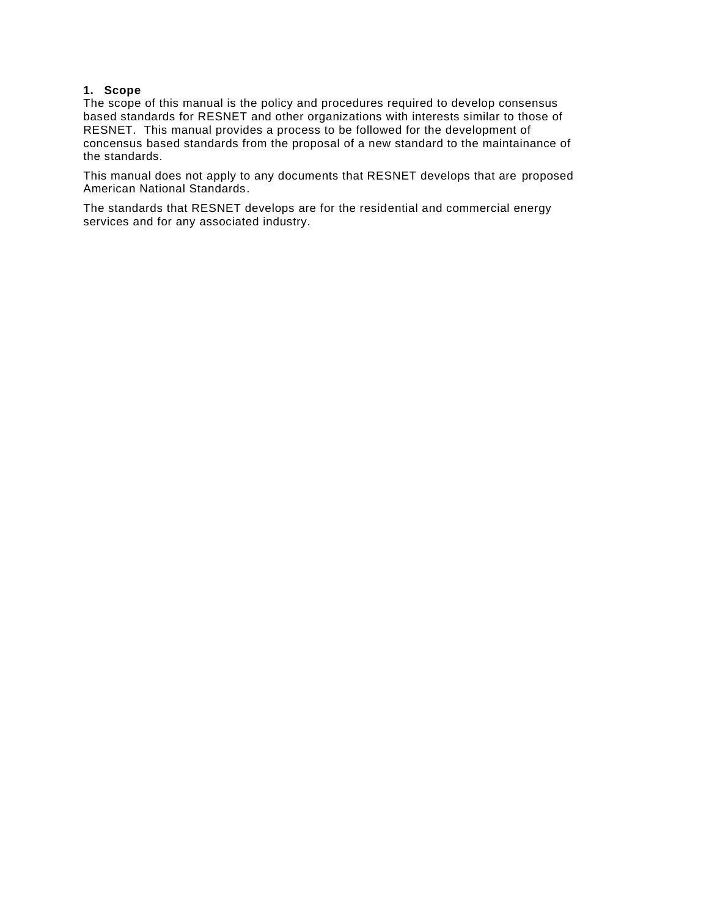## 1. Scope

The scope of this manual is the policy and procedures required to develop consensus based standards for RESNET and other organizations with interests similar to those of RESNET. This manual provides a process to be followed for the development of concensus based standards from the proposal of a new standard to the maintainance of the standards.

This manual does not apply to any documents that RESNET develops that are proposed American National Standards.

The standards that RESNET develops are for the residential and commercial energy services and for any associated industry.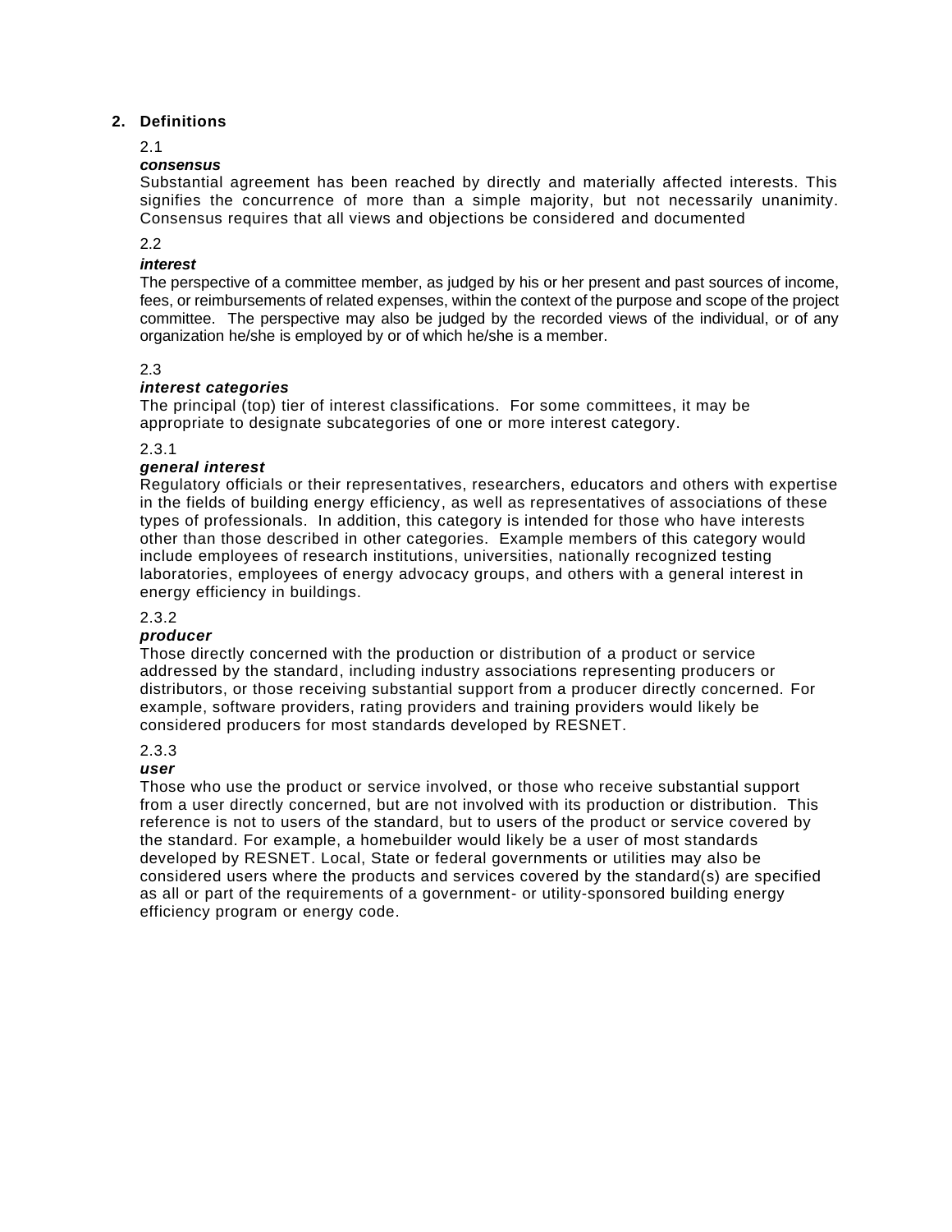## 2. Definitions

2.1

***consensus***

Substantial agreement has been reached by directly and materially affected interests. This signifies the concurrence of more than a simple majority, but not necessarily unanimity. Consensus requires that all views and objections be considered and documented

2.2

***interest***

The perspective of a committee member, as judged by his or her present and past sources of income, fees, or reimbursements of related expenses, within the context of the purpose and scope of the project committee. The perspective may also be judged by the recorded views of the individual, or of any organization he/she is employed by or of which he/she is a member.

2.3

***interest categories***

The principal (top) tier of interest classifications. For some committees, it may be appropriate to designate subcategories of one or more interest category.

2.3.1

***general interest***

Regulatory officials or their representatives, researchers, educators and others with expertise in the fields of building energy efficiency, as well as representatives of associations of these types of professionals. In addition, this category is intended for those who have interests other than those described in other categories. Example members of this category would include employees of research institutions, universities, nationally recognized testing laboratories, employees of energy advocacy groups, and others with a general interest in energy efficiency in buildings.

2.3.2

***producer***

Those directly concerned with the production or distribution of a product or service addressed by the standard, including industry associations representing producers or distributors, or those receiving substantial support from a producer directly concerned. For example, software providers, rating providers and training providers would likely be considered producers for most standards developed by RESNET.

2.3.3

***user***

Those who use the product or service involved, or those who receive substantial support from a user directly concerned, but are not involved with its production or distribution. This reference is not to users of the standard, but to users of the product or service covered by the standard. For example, a homebuilder would likely be a user of most standards developed by RESNET. Local, State or federal governments or utilities may also be considered users where the products and services covered by the standard(s) are specified as all or part of the requirements of a government- or utility-sponsored building energy efficiency program or energy code.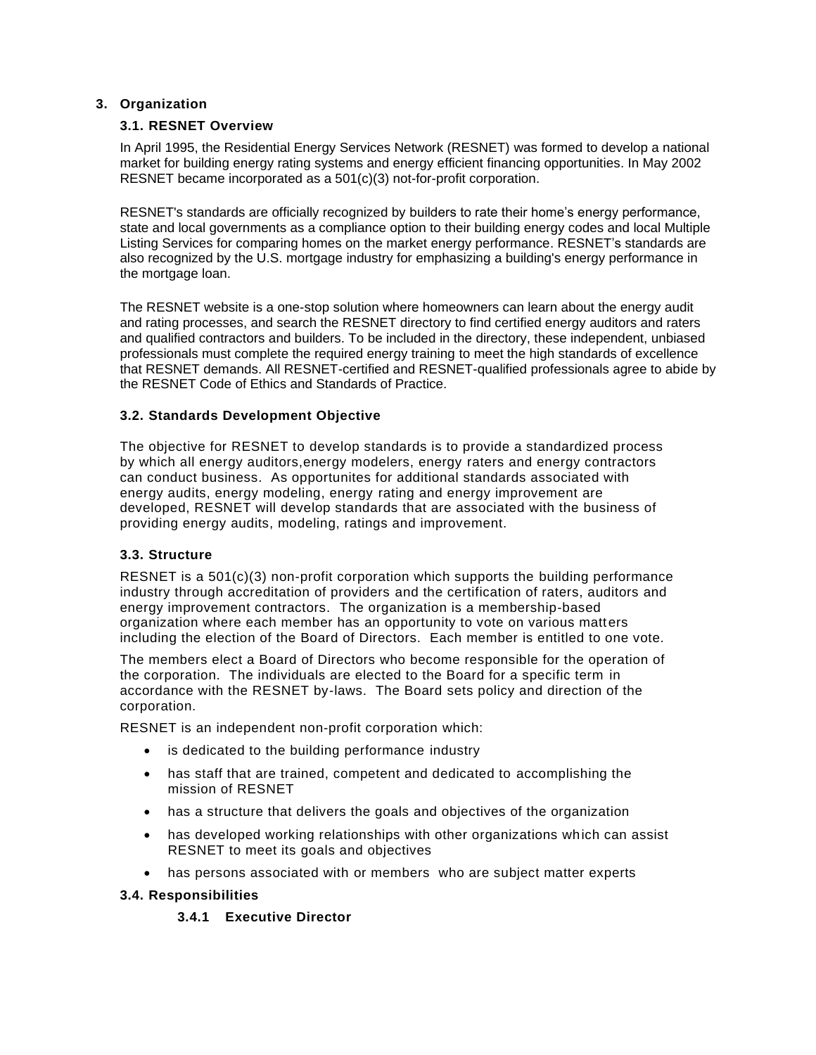## 3. Organization

### 3.1. RESNET Overview

In April 1995, the Residential Energy Services Network (RESNET) was formed to develop a national market for building energy rating systems and energy efficient financing opportunities. In May 2002 RESNET became incorporated as a 501(c)(3) not-for-profit corporation.

RESNET's standards are officially recognized by builders to rate their home's energy performance, state and local governments as a compliance option to their building energy codes and local Multiple Listing Services for comparing homes on the market energy performance. RESNET's standards are also recognized by the U.S. mortgage industry for emphasizing a building's energy performance in the mortgage loan.

The RESNET website is a one-stop solution where homeowners can learn about the energy audit and rating processes, and search the RESNET directory to find certified energy auditors and raters and qualified contractors and builders. To be included in the directory, these independent, unbiased professionals must complete the required energy training to meet the high standards of excellence that RESNET demands. All RESNET-certified and RESNET-qualified professionals agree to abide by the RESNET Code of Ethics and Standards of Practice.

### 3.2. Standards Development Objective

The objective for RESNET to develop standards is to provide a standardized process by which all energy auditors,energy modelers, energy raters and energy contractors can conduct business. As opportunites for additional standards associated with energy audits, energy modeling, energy rating and energy improvement are developed, RESNET will develop standards that are associated with the business of providing energy audits, modeling, ratings and improvement.

### 3.3. Structure

RESNET is a 501(c)(3) non-profit corporation which supports the building performance industry through accreditation of providers and the certification of raters, auditors and energy improvement contractors. The organization is a membership-based organization where each member has an opportunity to vote on various matters including the election of the Board of Directors. Each member is entitled to one vote.

The members elect a Board of Directors who become responsible for the operation of the corporation. The individuals are elected to the Board for a specific term in accordance with the RESNET by-laws. The Board sets policy and direction of the corporation.

RESNET is an independent non-profit corporation which:

- is dedicated to the building performance industry
- has staff that are trained, competent and dedicated to accomplishing the mission of RESNET
- has a structure that delivers the goals and objectives of the organization
- has developed working relationships with other organizations which can assist RESNET to meet its goals and objectives
- has persons associated with or members who are subject matter experts

### 3.4. Responsibilities

#### 3.4.1 Executive Director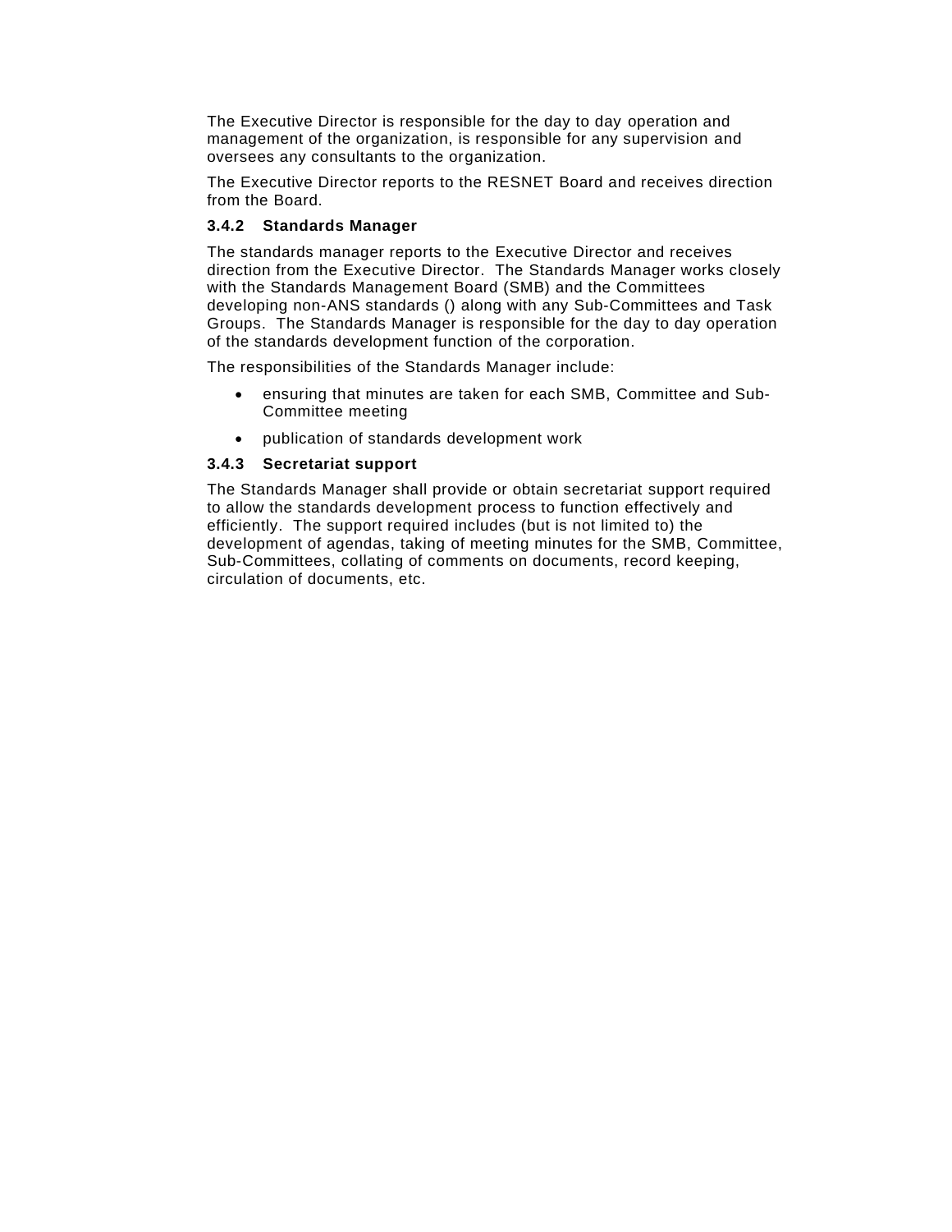The Executive Director is responsible for the day to day operation and management of the organization, is responsible for any supervision and oversees any consultants to the organization.

The Executive Director reports to the RESNET Board and receives direction from the Board.

### 3.4.2 Standards Manager

The standards manager reports to the Executive Director and receives direction from the Executive Director. The Standards Manager works closely with the Standards Management Board (SMB) and the Committees developing non-ANS standards () along with any Sub-Committees and Task Groups. The Standards Manager is responsible for the day to day operation of the standards development function of the corporation.

The responsibilities of the Standards Manager include:

- ensuring that minutes are taken for each SMB, Committee and Sub-Committee meeting
- publication of standards development work

### 3.4.3 Secretariat support

The Standards Manager shall provide or obtain secretariat support required to allow the standards development process to function effectively and efficiently. The support required includes (but is not limited to) the development of agendas, taking of meeting minutes for the SMB, Committee, Sub-Committees, collating of comments on documents, record keeping, circulation of documents, etc.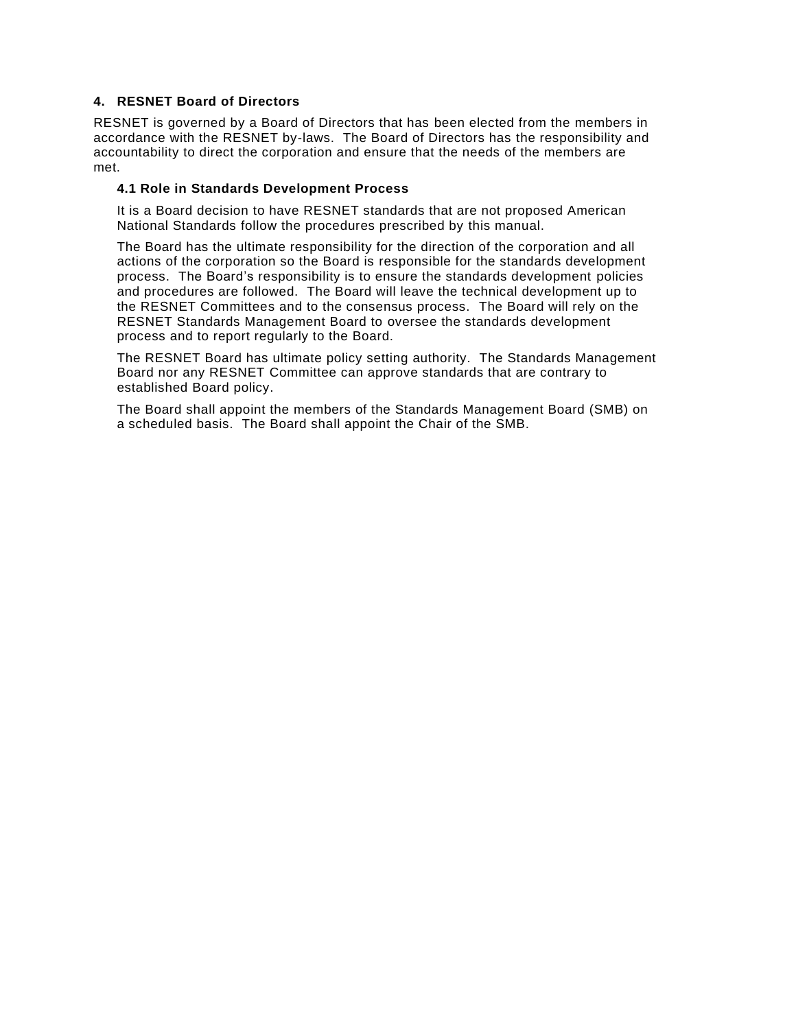## 4. RESNET Board of Directors

RESNET is governed by a Board of Directors that has been elected from the members in accordance with the RESNET by-laws. The Board of Directors has the responsibility and accountability to direct the corporation and ensure that the needs of the members are met.

### 4.1 Role in Standards Development Process

It is a Board decision to have RESNET standards that are not proposed American National Standards follow the procedures prescribed by this manual.

The Board has the ultimate responsibility for the direction of the corporation and all actions of the corporation so the Board is responsible for the standards development process. The Board's responsibility is to ensure the standards development policies and procedures are followed. The Board will leave the technical development up to the RESNET Committees and to the consensus process. The Board will rely on the RESNET Standards Management Board to oversee the standards development process and to report regularly to the Board.

The RESNET Board has ultimate policy setting authority. The Standards Management Board nor any RESNET Committee can approve standards that are contrary to established Board policy.

The Board shall appoint the members of the Standards Management Board (SMB) on a scheduled basis. The Board shall appoint the Chair of the SMB.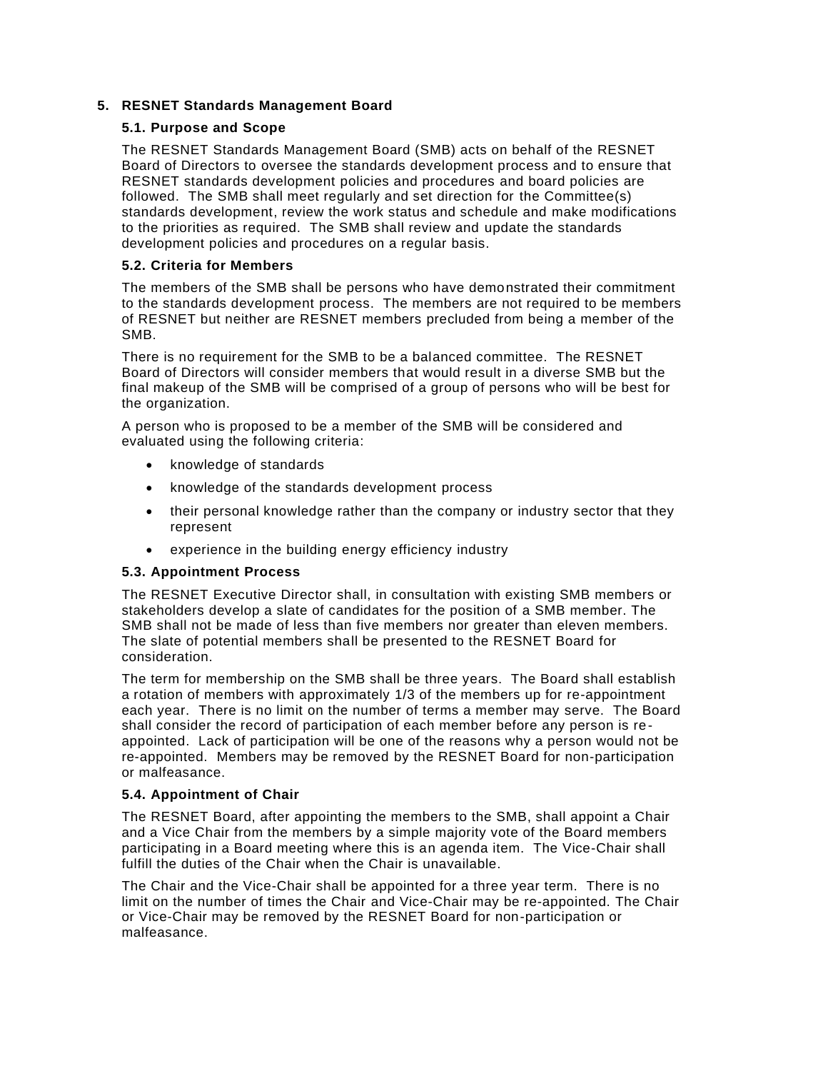## 5. RESNET Standards Management Board

### 5.1. Purpose and Scope

The RESNET Standards Management Board (SMB) acts on behalf of the RESNET Board of Directors to oversee the standards development process and to ensure that RESNET standards development policies and procedures and board policies are followed. The SMB shall meet regularly and set direction for the Committee(s) standards development, review the work status and schedule and make modifications to the priorities as required. The SMB shall review and update the standards development policies and procedures on a regular basis.

### 5.2. Criteria for Members

The members of the SMB shall be persons who have demonstrated their commitment to the standards development process. The members are not required to be members of RESNET but neither are RESNET members precluded from being a member of the SMB.

There is no requirement for the SMB to be a balanced committee. The RESNET Board of Directors will consider members that would result in a diverse SMB but the final makeup of the SMB will be comprised of a group of persons who will be best for the organization.

A person who is proposed to be a member of the SMB will be considered and evaluated using the following criteria:

- knowledge of standards
- knowledge of the standards development process
- their personal knowledge rather than the company or industry sector that they represent
- experience in the building energy efficiency industry

### 5.3. Appointment Process

The RESNET Executive Director shall, in consultation with existing SMB members or stakeholders develop a slate of candidates for the position of a SMB member. The SMB shall not be made of less than five members nor greater than eleven members. The slate of potential members shall be presented to the RESNET Board for consideration.

The term for membership on the SMB shall be three years. The Board shall establish a rotation of members with approximately 1/3 of the members up for re-appointment each year. There is no limit on the number of terms a member may serve. The Board shall consider the record of participation of each member before any person is re-appointed. Lack of participation will be one of the reasons why a person would not be re-appointed. Members may be removed by the RESNET Board for non-participation or malfeasance.

### 5.4. Appointment of Chair

The RESNET Board, after appointing the members to the SMB, shall appoint a Chair and a Vice Chair from the members by a simple majority vote of the Board members participating in a Board meeting where this is an agenda item. The Vice-Chair shall fulfill the duties of the Chair when the Chair is unavailable.

The Chair and the Vice-Chair shall be appointed for a three year term. There is no limit on the number of times the Chair and Vice-Chair may be re-appointed. The Chair or Vice-Chair may be removed by the RESNET Board for non-participation or malfeasance.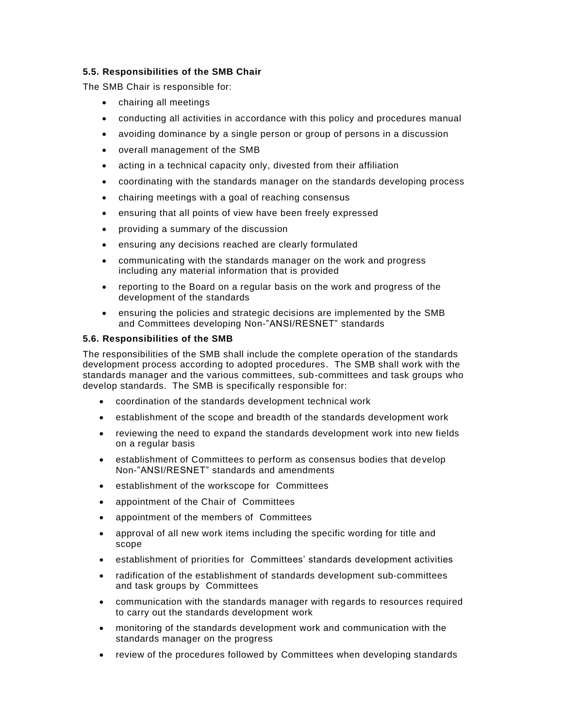### 5.5. Responsibilities of the SMB Chair

The SMB Chair is responsible for:

- chairing all meetings
- conducting all activities in accordance with this policy and procedures manual
- avoiding dominance by a single person or group of persons in a discussion
- overall management of the SMB
- acting in a technical capacity only, divested from their affiliation
- coordinating with the standards manager on the standards developing process
- chairing meetings with a goal of reaching consensus
- ensuring that all points of view have been freely expressed
- providing a summary of the discussion
- ensuring any decisions reached are clearly formulated
- communicating with the standards manager on the work and progress including any material information that is provided
- reporting to the Board on a regular basis on the work and progress of the development of the standards
- ensuring the policies and strategic decisions are implemented by the SMB and Committees developing Non-"ANSI/RESNET" standards

### 5.6. Responsibilities of the SMB

The responsibilities of the SMB shall include the complete operation of the standards development process according to adopted procedures. The SMB shall work with the standards manager and the various committees, sub-committees and task groups who develop standards. The SMB is specifically responsible for:

- coordination of the standards development technical work
- establishment of the scope and breadth of the standards development work
- reviewing the need to expand the standards development work into new fields on a regular basis
- establishment of Committees to perform as consensus bodies that develop Non-"ANSI/RESNET" standards and amendments
- establishment of the workscope for Committees
- appointment of the Chair of Committees
- appointment of the members of Committees
- approval of all new work items including the specific wording for title and scope
- establishment of priorities for Committees' standards development activities
- radification of the establishment of standards development sub-committees and task groups by Committees
- communication with the standards manager with regards to resources required to carry out the standards development work
- monitoring of the standards development work and communication with the standards manager on the progress
- review of the procedures followed by Committees when developing standards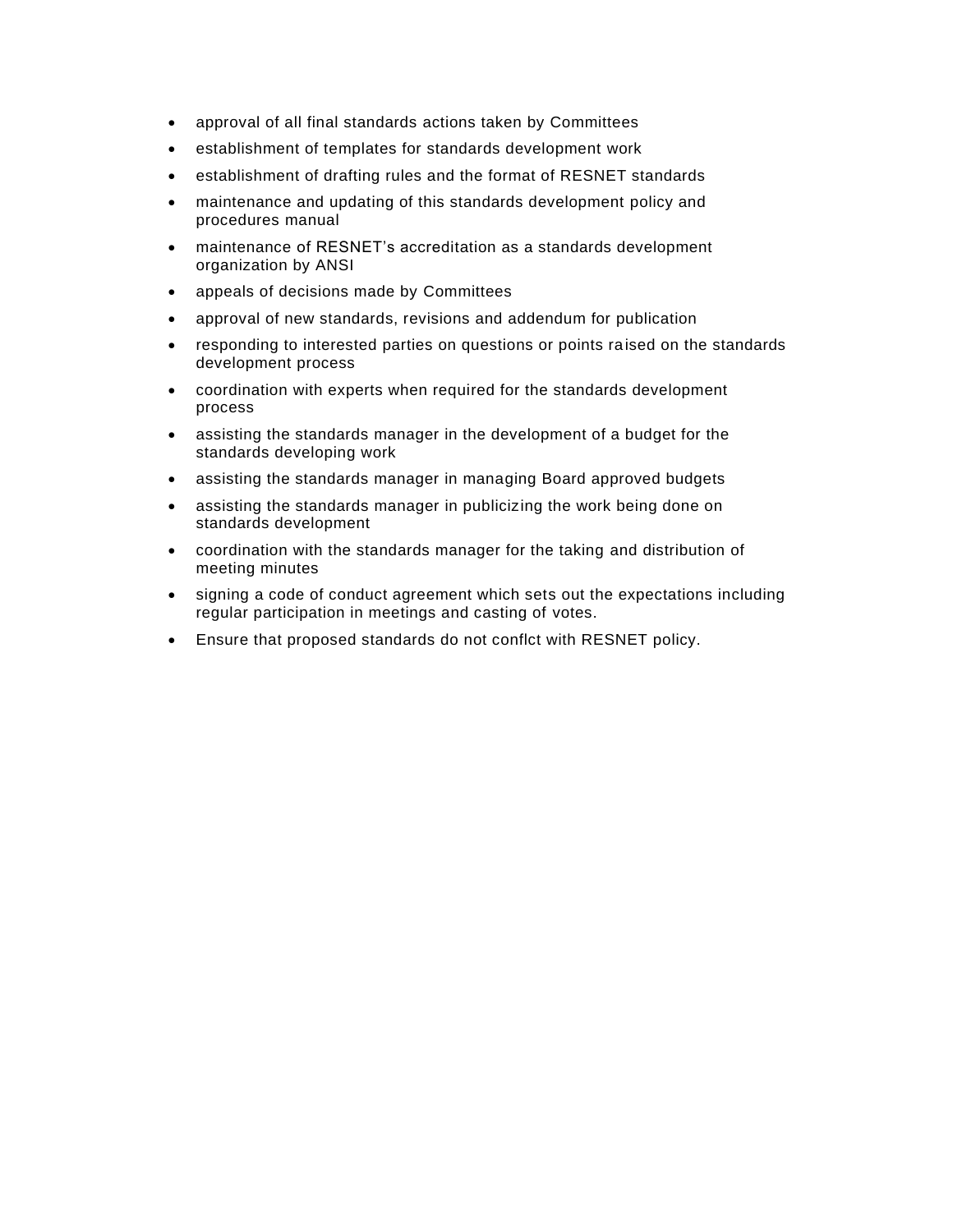- approval of all final standards actions taken by Committees
- establishment of templates for standards development work
- establishment of drafting rules and the format of RESNET standards
- maintenance and updating of this standards development policy and procedures manual
- maintenance of RESNET's accreditation as a standards development organization by ANSI
- appeals of decisions made by Committees
- approval of new standards, revisions and addendum for publication
- responding to interested parties on questions or points raised on the standards development process
- coordination with experts when required for the standards development process
- assisting the standards manager in the development of a budget for the standards developing work
- assisting the standards manager in managing Board approved budgets
- assisting the standards manager in publicizing the work being done on standards development
- coordination with the standards manager for the taking and distribution of meeting minutes
- signing a code of conduct agreement which sets out the expectations including regular participation in meetings and casting of votes.
- Ensure that proposed standards do not conflct with RESNET policy.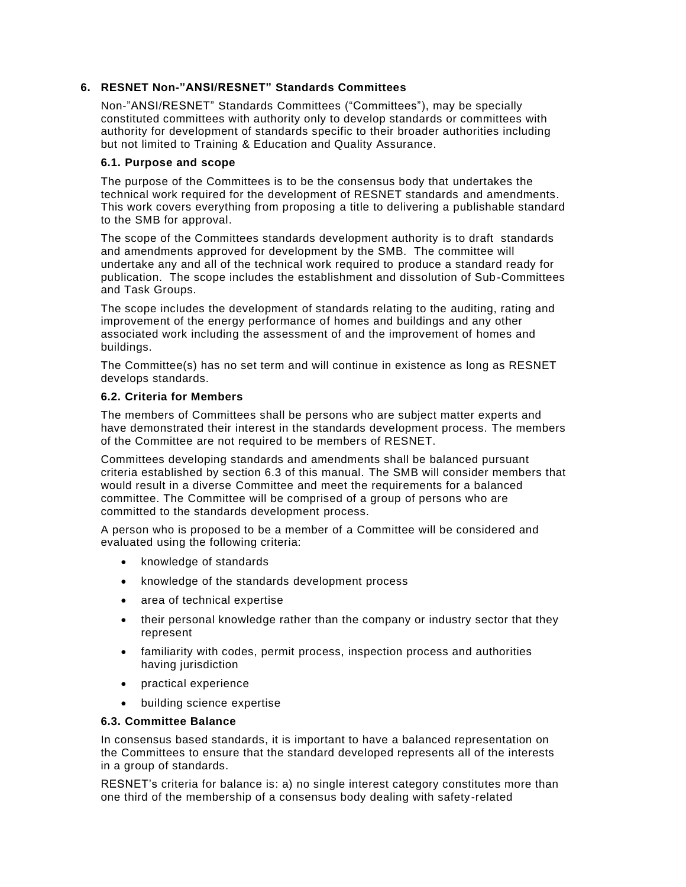## 6. RESNET Non-"ANSI/RESNET" Standards Committees

Non-"ANSI/RESNET" Standards Committees ("Committees"), may be specially constituted committees with authority only to develop standards or committees with authority for development of standards specific to their broader authorities including but not limited to Training & Education and Quality Assurance.

### 6.1. Purpose and scope

The purpose of the Committees is to be the consensus body that undertakes the technical work required for the development of RESNET standards and amendments. This work covers everything from proposing a title to delivering a publishable standard to the SMB for approval.

The scope of the Committees standards development authority is to draft standards and amendments approved for development by the SMB. The committee will undertake any and all of the technical work required to produce a standard ready for publication. The scope includes the establishment and dissolution of Sub-Committees and Task Groups.

The scope includes the development of standards relating to the auditing, rating and improvement of the energy performance of homes and buildings and any other associated work including the assessment of and the improvement of homes and buildings.

The Committee(s) has no set term and will continue in existence as long as RESNET develops standards.

### 6.2. Criteria for Members

The members of Committees shall be persons who are subject matter experts and have demonstrated their interest in the standards development process. The members of the Committee are not required to be members of RESNET.

Committees developing standards and amendments shall be balanced pursuant criteria established by section 6.3 of this manual. The SMB will consider members that would result in a diverse Committee and meet the requirements for a balanced committee. The Committee will be comprised of a group of persons who are committed to the standards development process.

A person who is proposed to be a member of a Committee will be considered and evaluated using the following criteria:

- knowledge of standards
- knowledge of the standards development process
- area of technical expertise
- their personal knowledge rather than the company or industry sector that they represent
- familiarity with codes, permit process, inspection process and authorities having jurisdiction
- practical experience
- building science expertise

### 6.3. Committee Balance

In consensus based standards, it is important to have a balanced representation on the Committees to ensure that the standard developed represents all of the interests in a group of standards.

RESNET's criteria for balance is: a) no single interest category constitutes more than one third of the membership of a consensus body dealing with safety-related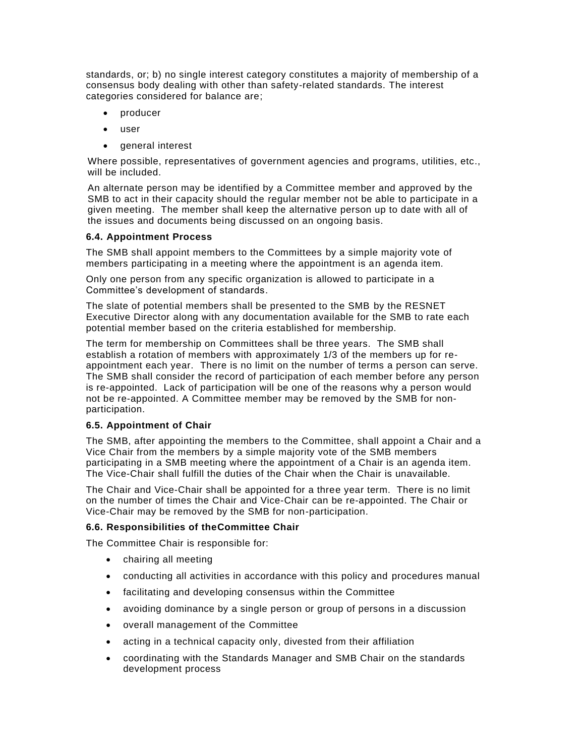standards, or; b) no single interest category constitutes a majority of membership of a consensus body dealing with other than safety-related standards. The interest categories considered for balance are;

- producer
- user
- general interest

Where possible, representatives of government agencies and programs, utilities, etc., will be included.

An alternate person may be identified by a Committee member and approved by the SMB to act in their capacity should the regular member not be able to participate in a given meeting. The member shall keep the alternative person up to date with all of the issues and documents being discussed on an ongoing basis.

**6.4. Appointment Process**

The SMB shall appoint members to the Committees by a simple majority vote of members participating in a meeting where the appointment is an agenda item.

Only one person from any specific organization is allowed to participate in a Committee's development of standards.

The slate of potential members shall be presented to the SMB by the RESNET Executive Director along with any documentation available for the SMB to rate each potential member based on the criteria established for membership.

The term for membership on Committees shall be three years. The SMB shall establish a rotation of members with approximately 1/3 of the members up for re-appointment each year. There is no limit on the number of terms a person can serve. The SMB shall consider the record of participation of each member before any person is re-appointed. Lack of participation will be one of the reasons why a person would not be re-appointed. A Committee member may be removed by the SMB for non-participation.

**6.5. Appointment of Chair**

The SMB, after appointing the members to the Committee, shall appoint a Chair and a Vice Chair from the members by a simple majority vote of the SMB members participating in a SMB meeting where the appointment of a Chair is an agenda item. The Vice-Chair shall fulfill the duties of the Chair when the Chair is unavailable.

The Chair and Vice-Chair shall be appointed for a three year term. There is no limit on the number of times the Chair and Vice-Chair can be re-appointed. The Chair or Vice-Chair may be removed by the SMB for non-participation.

**6.6. Responsibilities of theCommittee Chair**

The Committee Chair is responsible for:

- chairing all meeting
- conducting all activities in accordance with this policy and procedures manual
- facilitating and developing consensus within the Committee
- avoiding dominance by a single person or group of persons in a discussion
- overall management of the Committee
- acting in a technical capacity only, divested from their affiliation
- coordinating with the Standards Manager and SMB Chair on the standards development process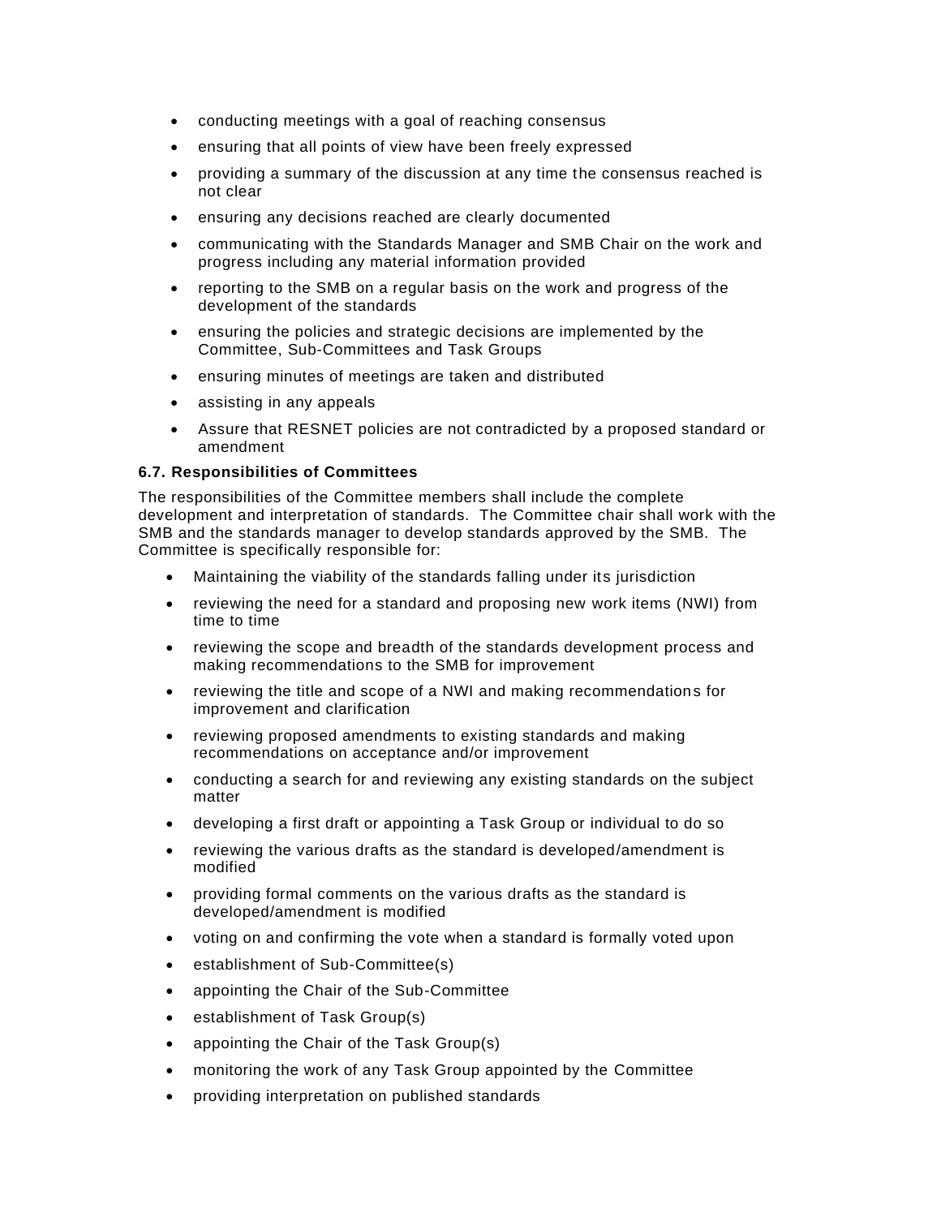- conducting meetings with a goal of reaching consensus
- ensuring that all points of view have been freely expressed
- providing a summary of the discussion at any time the consensus reached is not clear
- ensuring any decisions reached are clearly documented
- communicating with the Standards Manager and SMB Chair on the work and progress including any material information provided
- reporting to the SMB on a regular basis on the work and progress of the development of the standards
- ensuring the policies and strategic decisions are implemented by the Committee, Sub-Committees and Task Groups
- ensuring minutes of meetings are taken and distributed
- assisting in any appeals
- Assure that RESNET policies are not contradicted by a proposed standard or amendment

**6.7. Responsibilities of Committees**

The responsibilities of the Committee members shall include the complete development and interpretation of standards. The Committee chair shall work with the SMB and the standards manager to develop standards approved by the SMB. The Committee is specifically responsible for:

- Maintaining the viability of the standards falling under its jurisdiction
- reviewing the need for a standard and proposing new work items (NWI) from time to time
- reviewing the scope and breadth of the standards development process and making recommendations to the SMB for improvement
- reviewing the title and scope of a NWI and making recommendations for improvement and clarification
- reviewing proposed amendments to existing standards and making recommendations on acceptance and/or improvement
- conducting a search for and reviewing any existing standards on the subject matter
- developing a first draft or appointing a Task Group or individual to do so
- reviewing the various drafts as the standard is developed/amendment is modified
- providing formal comments on the various drafts as the standard is developed/amendment is modified
- voting on and confirming the vote when a standard is formally voted upon
- establishment of Sub-Committee(s)
- appointing the Chair of the Sub-Committee
- establishment of Task Group(s)
- appointing the Chair of the Task Group(s)
- monitoring the work of any Task Group appointed by the Committee
- providing interpretation on published standards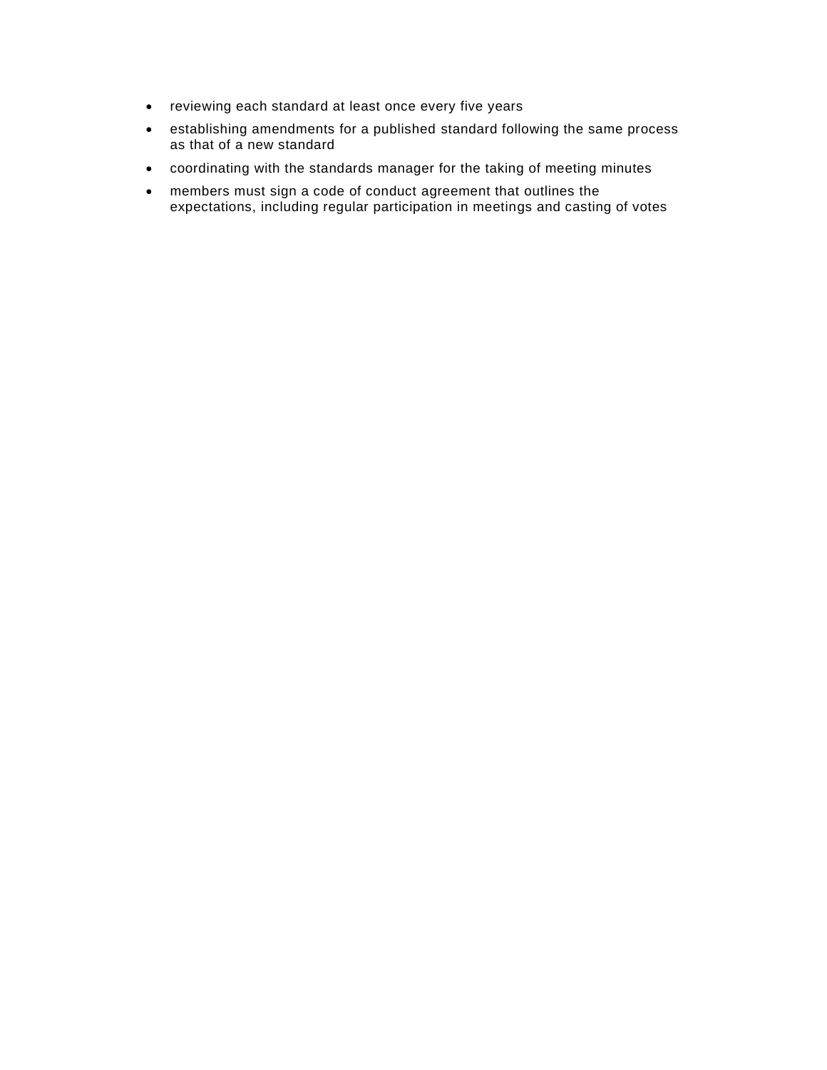- reviewing each standard at least once every five years
- establishing amendments for a published standard following the same process as that of a new standard
- coordinating with the standards manager for the taking of meeting minutes
- members must sign a code of conduct agreement that outlines the expectations, including regular participation in meetings and casting of votes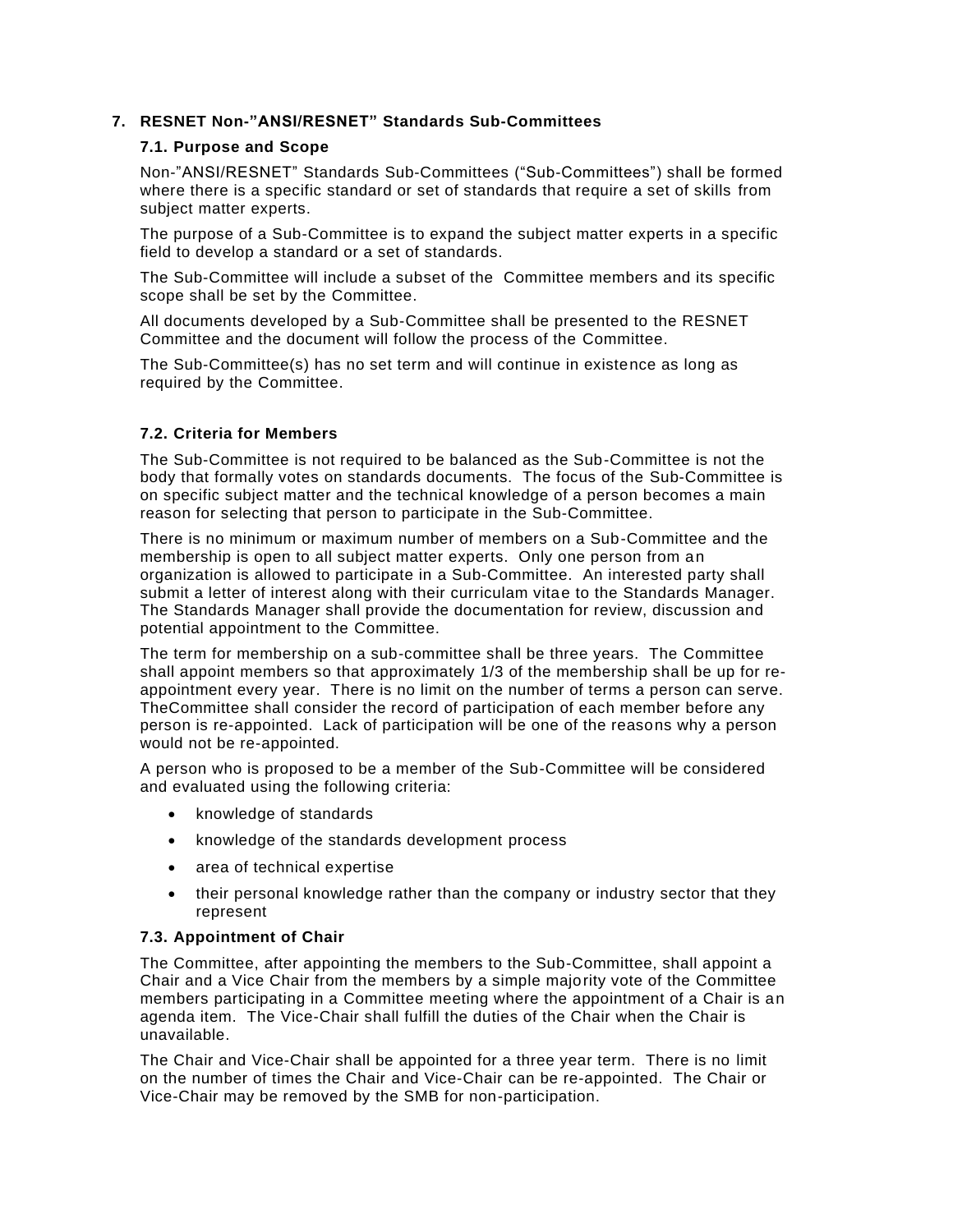## 7. RESNET Non-"ANSI/RESNET" Standards Sub-Committees

### 7.1. Purpose and Scope

Non-"ANSI/RESNET" Standards Sub-Committees ("Sub-Committees") shall be formed where there is a specific standard or set of standards that require a set of skills from subject matter experts.

The purpose of a Sub-Committee is to expand the subject matter experts in a specific field to develop a standard or a set of standards.

The Sub-Committee will include a subset of the Committee members and its specific scope shall be set by the Committee.

All documents developed by a Sub-Committee shall be presented to the RESNET Committee and the document will follow the process of the Committee.

The Sub-Committee(s) has no set term and will continue in existence as long as required by the Committee.

### 7.2. Criteria for Members

The Sub-Committee is not required to be balanced as the Sub-Committee is not the body that formally votes on standards documents. The focus of the Sub-Committee is on specific subject matter and the technical knowledge of a person becomes a main reason for selecting that person to participate in the Sub-Committee.

There is no minimum or maximum number of members on a Sub-Committee and the membership is open to all subject matter experts. Only one person from an organization is allowed to participate in a Sub-Committee. An interested party shall submit a letter of interest along with their curriculam vitae to the Standards Manager. The Standards Manager shall provide the documentation for review, discussion and potential appointment to the Committee.

The term for membership on a sub-committee shall be three years. The Committee shall appoint members so that approximately 1/3 of the membership shall be up for re-appointment every year. There is no limit on the number of terms a person can serve. TheCommittee shall consider the record of participation of each member before any person is re-appointed. Lack of participation will be one of the reasons why a person would not be re-appointed.

A person who is proposed to be a member of the Sub-Committee will be considered and evaluated using the following criteria:

- knowledge of standards
- knowledge of the standards development process
- area of technical expertise
- their personal knowledge rather than the company or industry sector that they represent

### 7.3. Appointment of Chair

The Committee, after appointing the members to the Sub-Committee, shall appoint a Chair and a Vice Chair from the members by a simple majority vote of the Committee members participating in a Committee meeting where the appointment of a Chair is an agenda item. The Vice-Chair shall fulfill the duties of the Chair when the Chair is unavailable.

The Chair and Vice-Chair shall be appointed for a three year term. There is no limit on the number of times the Chair and Vice-Chair can be re-appointed. The Chair or Vice-Chair may be removed by the SMB for non-participation.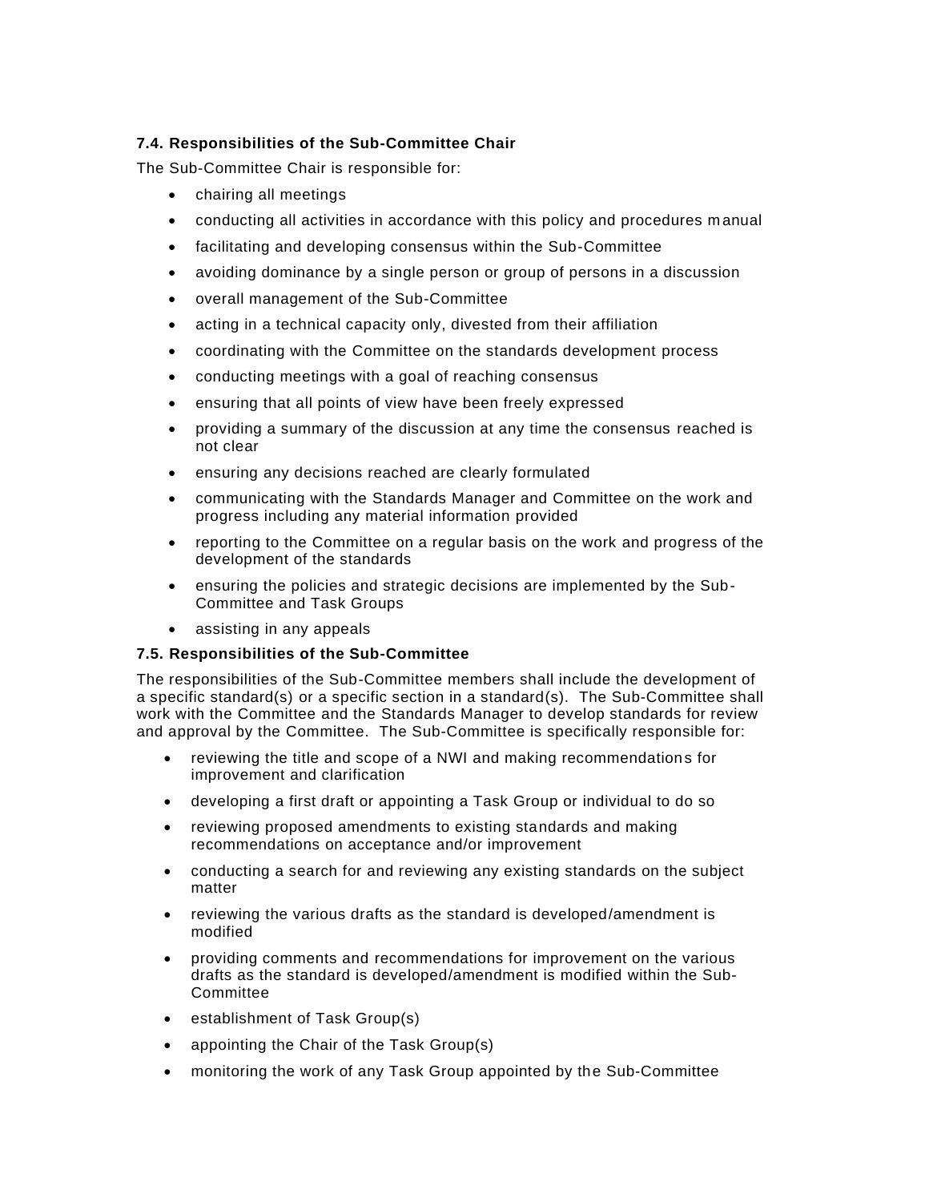### 7.4. Responsibilities of the Sub-Committee Chair

The Sub-Committee Chair is responsible for:

- chairing all meetings
- conducting all activities in accordance with this policy and procedures manual
- facilitating and developing consensus within the Sub-Committee
- avoiding dominance by a single person or group of persons in a discussion
- overall management of the Sub-Committee
- acting in a technical capacity only, divested from their affiliation
- coordinating with the Committee on the standards development process
- conducting meetings with a goal of reaching consensus
- ensuring that all points of view have been freely expressed
- providing a summary of the discussion at any time the consensus reached is not clear
- ensuring any decisions reached are clearly formulated
- communicating with the Standards Manager and Committee on the work and progress including any material information provided
- reporting to the Committee on a regular basis on the work and progress of the development of the standards
- ensuring the policies and strategic decisions are implemented by the Sub-Committee and Task Groups
- assisting in any appeals

### 7.5. Responsibilities of the Sub-Committee

The responsibilities of the Sub-Committee members shall include the development of a specific standard(s) or a specific section in a standard(s). The Sub-Committee shall work with the Committee and the Standards Manager to develop standards for review and approval by the Committee. The Sub-Committee is specifically responsible for:

- reviewing the title and scope of a NWI and making recommendations for improvement and clarification
- developing a first draft or appointing a Task Group or individual to do so
- reviewing proposed amendments to existing standards and making recommendations on acceptance and/or improvement
- conducting a search for and reviewing any existing standards on the subject matter
- reviewing the various drafts as the standard is developed/amendment is modified
- providing comments and recommendations for improvement on the various drafts as the standard is developed/amendment is modified within the Sub-Committee
- establishment of Task Group(s)
- appointing the Chair of the Task Group(s)
- monitoring the work of any Task Group appointed by the Sub-Committee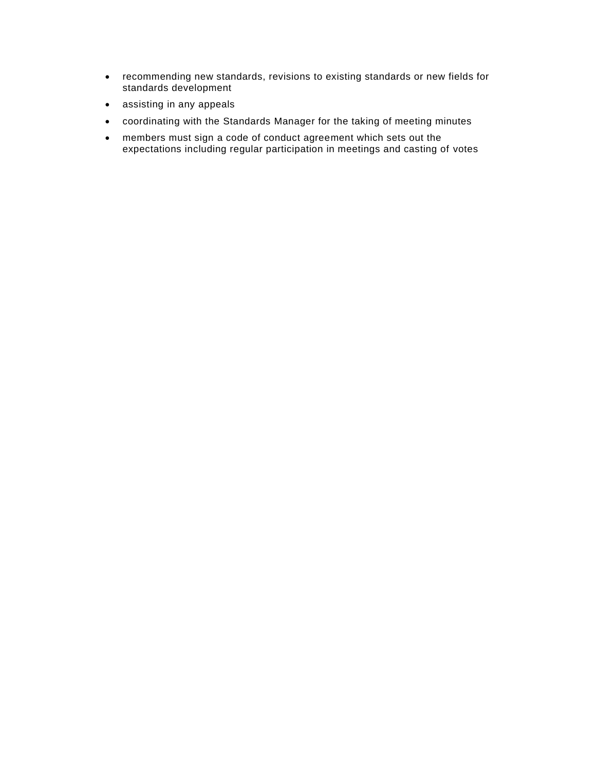- recommending new standards, revisions to existing standards or new fields for standards development
- assisting in any appeals
- coordinating with the Standards Manager for the taking of meeting minutes
- members must sign a code of conduct agreement which sets out the expectations including regular participation in meetings and casting of votes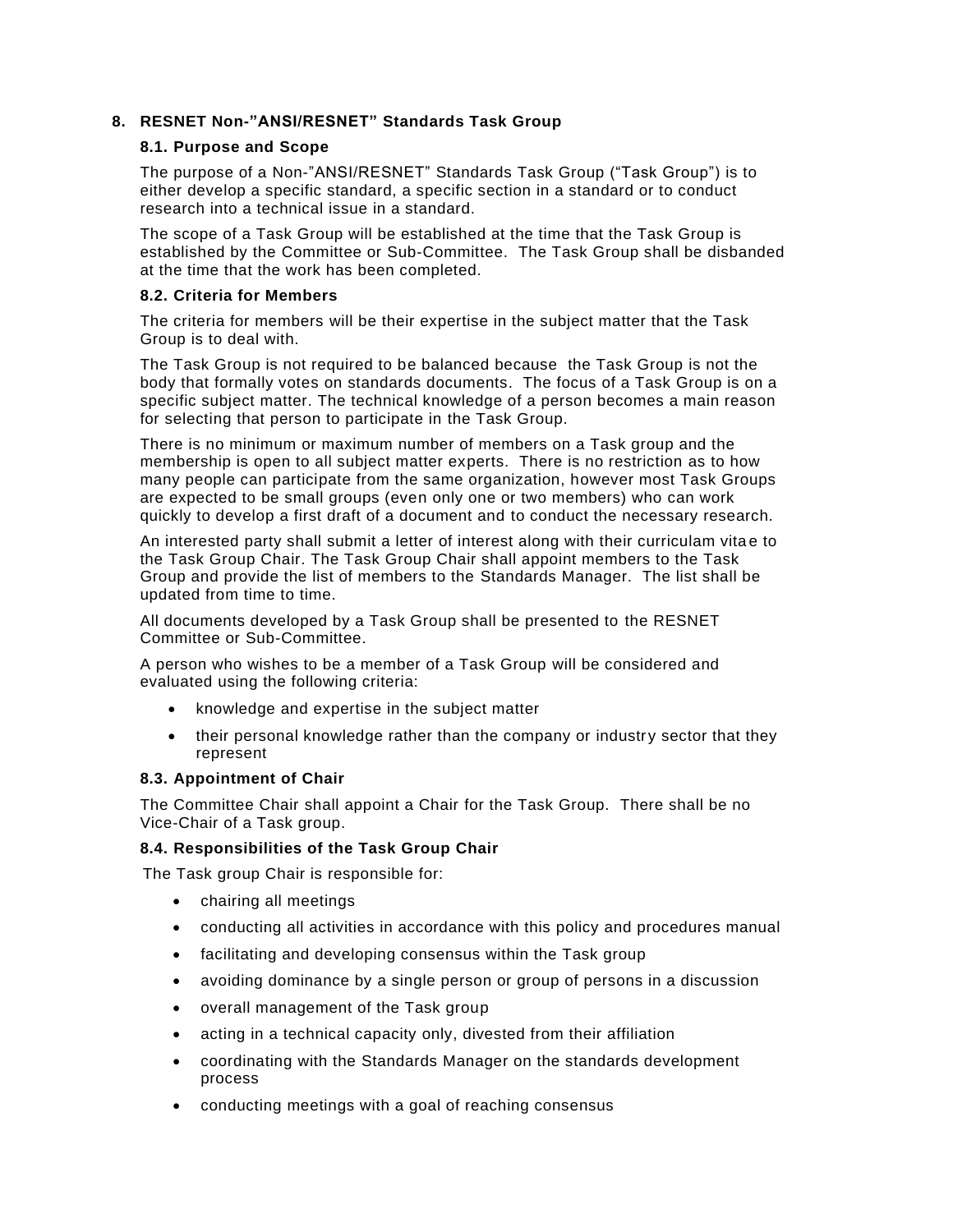## 8. RESNET Non-"ANSI/RESNET" Standards Task Group

### 8.1. Purpose and Scope

The purpose of a Non-"ANSI/RESNET" Standards Task Group ("Task Group") is to either develop a specific standard, a specific section in a standard or to conduct research into a technical issue in a standard.

The scope of a Task Group will be established at the time that the Task Group is established by the Committee or Sub-Committee. The Task Group shall be disbanded at the time that the work has been completed.

### 8.2. Criteria for Members

The criteria for members will be their expertise in the subject matter that the Task Group is to deal with.

The Task Group is not required to be balanced because the Task Group is not the body that formally votes on standards documents. The focus of a Task Group is on a specific subject matter. The technical knowledge of a person becomes a main reason for selecting that person to participate in the Task Group.

There is no minimum or maximum number of members on a Task group and the membership is open to all subject matter experts. There is no restriction as to how many people can participate from the same organization, however most Task Groups are expected to be small groups (even only one or two members) who can work quickly to develop a first draft of a document and to conduct the necessary research.

An interested party shall submit a letter of interest along with their curriculam vitae to the Task Group Chair. The Task Group Chair shall appoint members to the Task Group and provide the list of members to the Standards Manager. The list shall be updated from time to time.

All documents developed by a Task Group shall be presented to the RESNET Committee or Sub-Committee.

A person who wishes to be a member of a Task Group will be considered and evaluated using the following criteria:

- knowledge and expertise in the subject matter
- their personal knowledge rather than the company or industry sector that they represent

### 8.3. Appointment of Chair

The Committee Chair shall appoint a Chair for the Task Group. There shall be no Vice-Chair of a Task group.

### 8.4. Responsibilities of the Task Group Chair

The Task group Chair is responsible for:

- chairing all meetings
- conducting all activities in accordance with this policy and procedures manual
- facilitating and developing consensus within the Task group
- avoiding dominance by a single person or group of persons in a discussion
- overall management of the Task group
- acting in a technical capacity only, divested from their affiliation
- coordinating with the Standards Manager on the standards development process
- conducting meetings with a goal of reaching consensus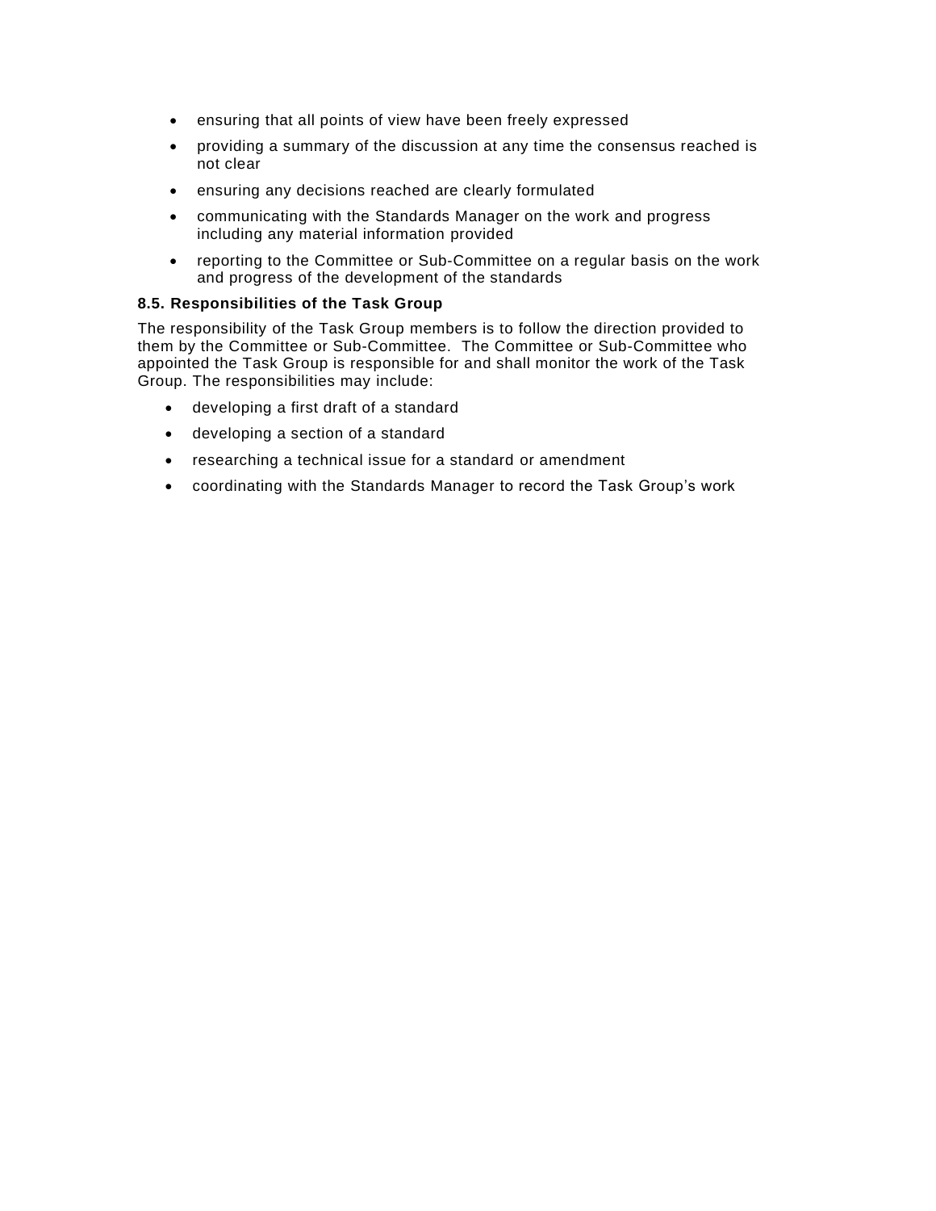- ensuring that all points of view have been freely expressed
- providing a summary of the discussion at any time the consensus reached is not clear
- ensuring any decisions reached are clearly formulated
- communicating with the Standards Manager on the work and progress including any material information provided
- reporting to the Committee or Sub-Committee on a regular basis on the work and progress of the development of the standards

### 8.5. Responsibilities of the Task Group

The responsibility of the Task Group members is to follow the direction provided to them by the Committee or Sub-Committee. The Committee or Sub-Committee who appointed the Task Group is responsible for and shall monitor the work of the Task Group. The responsibilities may include:

- developing a first draft of a standard
- developing a section of a standard
- researching a technical issue for a standard or amendment
- coordinating with the Standards Manager to record the Task Group's work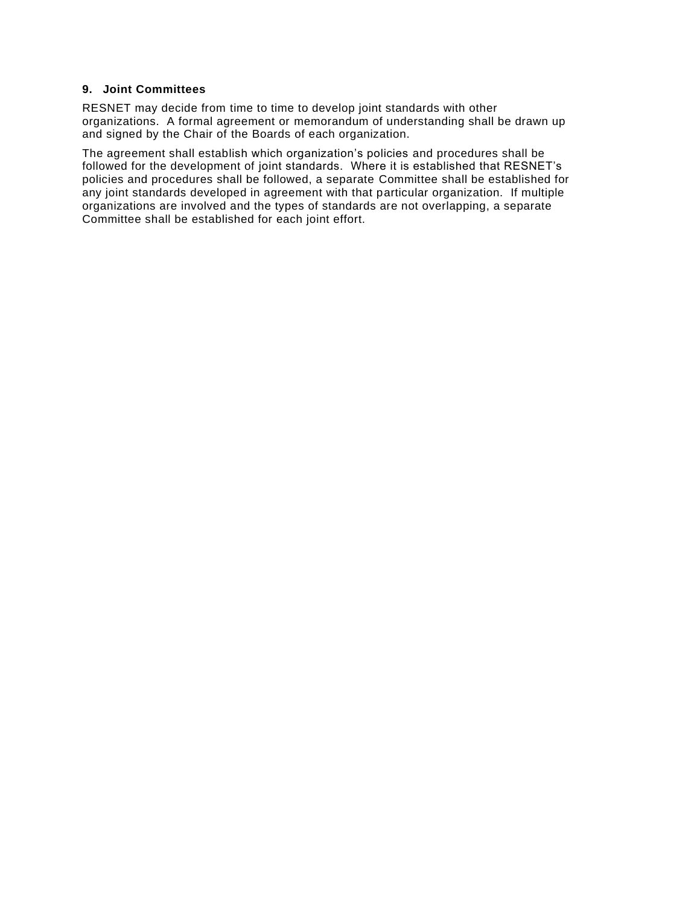## 9. Joint Committees

RESNET may decide from time to time to develop joint standards with other organizations. A formal agreement or memorandum of understanding shall be drawn up and signed by the Chair of the Boards of each organization.

The agreement shall establish which organization's policies and procedures shall be followed for the development of joint standards. Where it is established that RESNET's policies and procedures shall be followed, a separate Committee shall be established for any joint standards developed in agreement with that particular organization. If multiple organizations are involved and the types of standards are not overlapping, a separate Committee shall be established for each joint effort.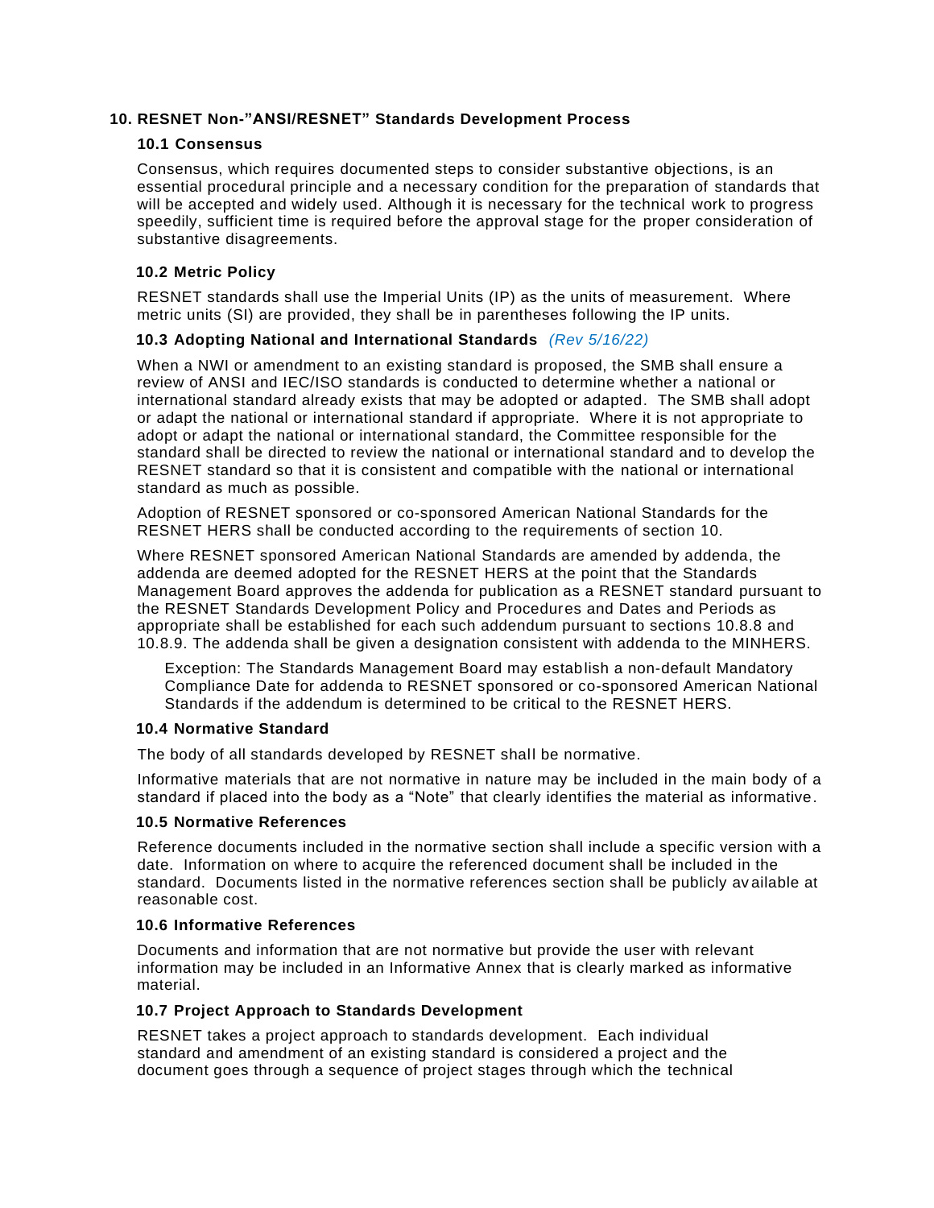## 10. RESNET Non-"ANSI/RESNET" Standards Development Process

### 10.1 Consensus

Consensus, which requires documented steps to consider substantive objections, is an essential procedural principle and a necessary condition for the preparation of standards that will be accepted and widely used. Although it is necessary for the technical work to progress speedily, sufficient time is required before the approval stage for the proper consideration of substantive disagreements.

### 10.2 Metric Policy

RESNET standards shall use the Imperial Units (IP) as the units of measurement. Where metric units (SI) are provided, they shall be in parentheses following the IP units.

### 10.3 Adopting National and International Standards *(Rev 5/16/22)*

When a NWI or amendment to an existing standard is proposed, the SMB shall ensure a review of ANSI and IEC/ISO standards is conducted to determine whether a national or international standard already exists that may be adopted or adapted. The SMB shall adopt or adapt the national or international standard if appropriate. Where it is not appropriate to adopt or adapt the national or international standard, the Committee responsible for the standard shall be directed to review the national or international standard and to develop the RESNET standard so that it is consistent and compatible with the national or international standard as much as possible.

Adoption of RESNET sponsored or co-sponsored American National Standards for the RESNET HERS shall be conducted according to the requirements of section 10.

Where RESNET sponsored American National Standards are amended by addenda, the addenda are deemed adopted for the RESNET HERS at the point that the Standards Management Board approves the addenda for publication as a RESNET standard pursuant to the RESNET Standards Development Policy and Procedures and Dates and Periods as appropriate shall be established for each such addendum pursuant to sections 10.8.8 and 10.8.9. The addenda shall be given a designation consistent with addenda to the MINHERS.

> Exception: The Standards Management Board may establish a non-default Mandatory Compliance Date for addenda to RESNET sponsored or co-sponsored American National Standards if the addendum is determined to be critical to the RESNET HERS.

### 10.4 Normative Standard

The body of all standards developed by RESNET shall be normative.

Informative materials that are not normative in nature may be included in the main body of a standard if placed into the body as a "Note" that clearly identifies the material as informative.

### 10.5 Normative References

Reference documents included in the normative section shall include a specific version with a date. Information on where to acquire the referenced document shall be included in the standard. Documents listed in the normative references section shall be publicly available at reasonable cost.

### 10.6 Informative References

Documents and information that are not normative but provide the user with relevant information may be included in an Informative Annex that is clearly marked as informative material.

### 10.7 Project Approach to Standards Development

RESNET takes a project approach to standards development. Each individual standard and amendment of an existing standard is considered a project and the document goes through a sequence of project stages through which the technical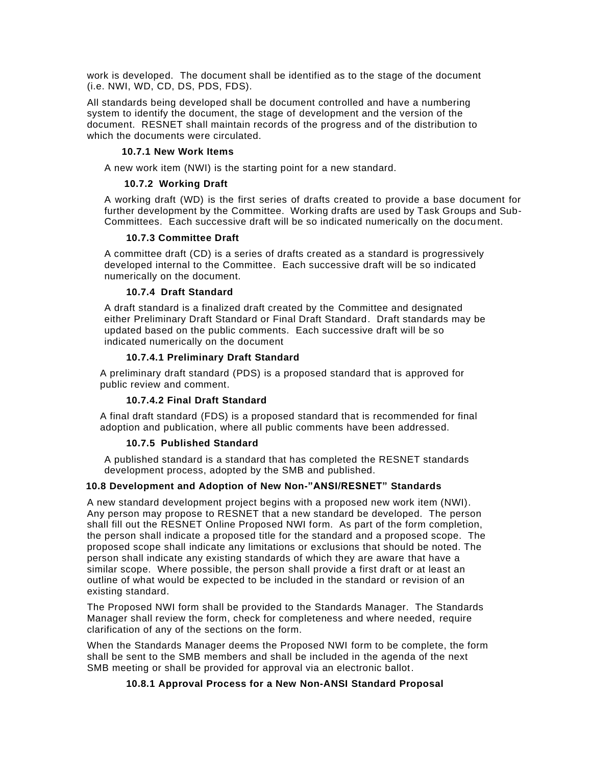work is developed. The document shall be identified as to the stage of the document (i.e. NWI, WD, CD, DS, PDS, FDS).

All standards being developed shall be document controlled and have a numbering system to identify the document, the stage of development and the version of the document. RESNET shall maintain records of the progress and of the distribution to which the documents were circulated.

#### 10.7.1 New Work Items

A new work item (NWI) is the starting point for a new standard.

#### 10.7.2 Working Draft

A working draft (WD) is the first series of drafts created to provide a base document for further development by the Committee. Working drafts are used by Task Groups and Sub-Committees. Each successive draft will be so indicated numerically on the document.

#### 10.7.3 Committee Draft

A committee draft (CD) is a series of drafts created as a standard is progressively developed internal to the Committee. Each successive draft will be so indicated numerically on the document.

#### 10.7.4 Draft Standard

A draft standard is a finalized draft created by the Committee and designated either Preliminary Draft Standard or Final Draft Standard. Draft standards may be updated based on the public comments. Each successive draft will be so indicated numerically on the document

#### 10.7.4.1 Preliminary Draft Standard

A preliminary draft standard (PDS) is a proposed standard that is approved for public review and comment.

#### 10.7.4.2 Final Draft Standard

A final draft standard (FDS) is a proposed standard that is recommended for final adoption and publication, where all public comments have been addressed.

#### 10.7.5 Published Standard

A published standard is a standard that has completed the RESNET standards development process, adopted by the SMB and published.

### 10.8 Development and Adoption of New Non-"ANSI/RESNET" Standards

A new standard development project begins with a proposed new work item (NWI). Any person may propose to RESNET that a new standard be developed. The person shall fill out the RESNET Online Proposed NWI form. As part of the form completion, the person shall indicate a proposed title for the standard and a proposed scope. The proposed scope shall indicate any limitations or exclusions that should be noted. The person shall indicate any existing standards of which they are aware that have a similar scope. Where possible, the person shall provide a first draft or at least an outline of what would be expected to be included in the standard or revision of an existing standard.

The Proposed NWI form shall be provided to the Standards Manager. The Standards Manager shall review the form, check for completeness and where needed, require clarification of any of the sections on the form.

When the Standards Manager deems the Proposed NWI form to be complete, the form shall be sent to the SMB members and shall be included in the agenda of the next SMB meeting or shall be provided for approval via an electronic ballot.

#### 10.8.1 Approval Process for a New Non-ANSI Standard Proposal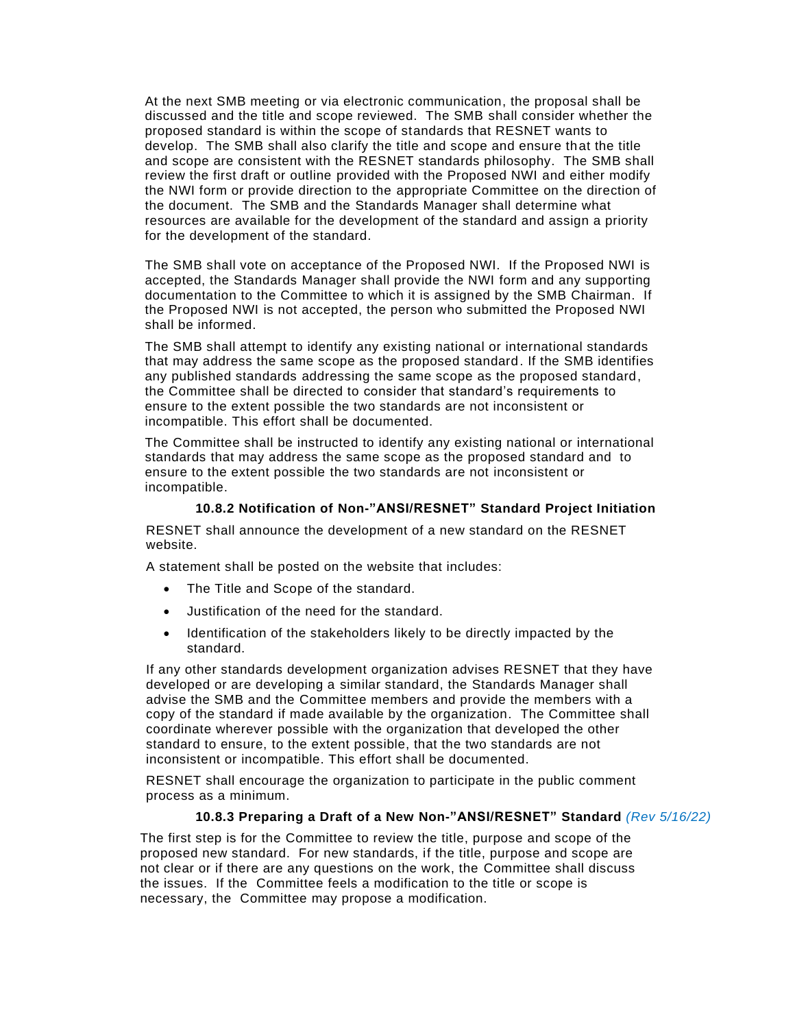At the next SMB meeting or via electronic communication, the proposal shall be discussed and the title and scope reviewed. The SMB shall consider whether the proposed standard is within the scope of standards that RESNET wants to develop. The SMB shall also clarify the title and scope and ensure that the title and scope are consistent with the RESNET standards philosophy. The SMB shall review the first draft or outline provided with the Proposed NWI and either modify the NWI form or provide direction to the appropriate Committee on the direction of the document. The SMB and the Standards Manager shall determine what resources are available for the development of the standard and assign a priority for the development of the standard.

The SMB shall vote on acceptance of the Proposed NWI. If the Proposed NWI is accepted, the Standards Manager shall provide the NWI form and any supporting documentation to the Committee to which it is assigned by the SMB Chairman. If the Proposed NWI is not accepted, the person who submitted the Proposed NWI shall be informed.

The SMB shall attempt to identify any existing national or international standards that may address the same scope as the proposed standard. If the SMB identifies any published standards addressing the same scope as the proposed standard, the Committee shall be directed to consider that standard's requirements to ensure to the extent possible the two standards are not inconsistent or incompatible. This effort shall be documented.

The Committee shall be instructed to identify any existing national or international standards that may address the same scope as the proposed standard and to ensure to the extent possible the two standards are not inconsistent or incompatible.

#### 10.8.2 Notification of Non-"ANSI/RESNET" Standard Project Initiation

RESNET shall announce the development of a new standard on the RESNET website.

A statement shall be posted on the website that includes:

- The Title and Scope of the standard.
- Justification of the need for the standard.
- Identification of the stakeholders likely to be directly impacted by the standard.

If any other standards development organization advises RESNET that they have developed or are developing a similar standard, the Standards Manager shall advise the SMB and the Committee members and provide the members with a copy of the standard if made available by the organization. The Committee shall coordinate wherever possible with the organization that developed the other standard to ensure, to the extent possible, that the two standards are not inconsistent or incompatible. This effort shall be documented.

RESNET shall encourage the organization to participate in the public comment process as a minimum.

#### 10.8.3 Preparing a Draft of a New Non-"ANSI/RESNET" Standard *(Rev 5/16/22)*

The first step is for the Committee to review the title, purpose and scope of the proposed new standard. For new standards, if the title, purpose and scope are not clear or if there are any questions on the work, the Committee shall discuss the issues. If the Committee feels a modification to the title or scope is necessary, the Committee may propose a modification.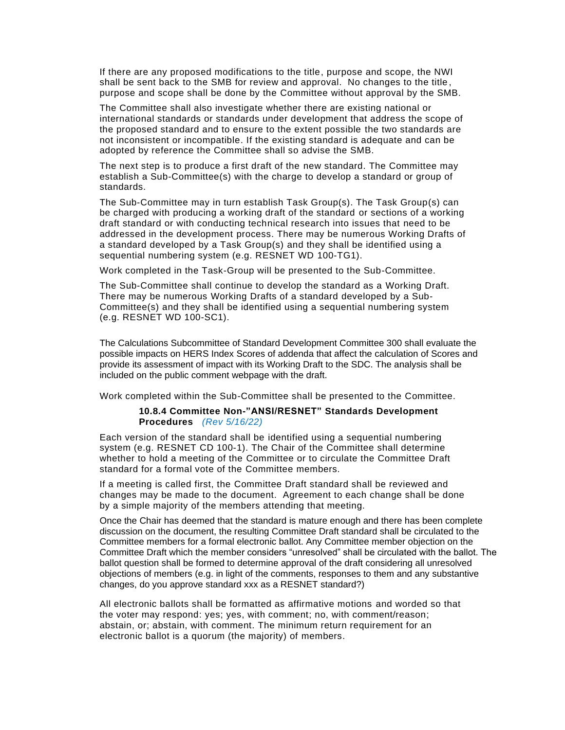If there are any proposed modifications to the title, purpose and scope, the NWI shall be sent back to the SMB for review and approval. No changes to the title, purpose and scope shall be done by the Committee without approval by the SMB.

The Committee shall also investigate whether there are existing national or international standards or standards under development that address the scope of the proposed standard and to ensure to the extent possible the two standards are not inconsistent or incompatible. If the existing standard is adequate and can be adopted by reference the Committee shall so advise the SMB.

The next step is to produce a first draft of the new standard. The Committee may establish a Sub-Committee(s) with the charge to develop a standard or group of standards.

The Sub-Committee may in turn establish Task Group(s). The Task Group(s) can be charged with producing a working draft of the standard or sections of a working draft standard or with conducting technical research into issues that need to be addressed in the development process. There may be numerous Working Drafts of a standard developed by a Task Group(s) and they shall be identified using a sequential numbering system (e.g. RESNET WD 100-TG1).

Work completed in the Task-Group will be presented to the Sub-Committee.

The Sub-Committee shall continue to develop the standard as a Working Draft. There may be numerous Working Drafts of a standard developed by a Sub-Committee(s) and they shall be identified using a sequential numbering system (e.g. RESNET WD 100-SC1).

The Calculations Subcommittee of Standard Development Committee 300 shall evaluate the possible impacts on HERS Index Scores of addenda that affect the calculation of Scores and provide its assessment of impact with its Working Draft to the SDC. The analysis shall be included on the public comment webpage with the draft.

Work completed within the Sub-Committee shall be presented to the Committee.

#### 10.8.4 Committee Non-"ANSI/RESNET" Standards Development Procedures *(Rev 5/16/22)*

Each version of the standard shall be identified using a sequential numbering system (e.g. RESNET CD 100-1). The Chair of the Committee shall determine whether to hold a meeting of the Committee or to circulate the Committee Draft standard for a formal vote of the Committee members.

If a meeting is called first, the Committee Draft standard shall be reviewed and changes may be made to the document. Agreement to each change shall be done by a simple majority of the members attending that meeting.

Once the Chair has deemed that the standard is mature enough and there has been complete discussion on the document, the resulting Committee Draft standard shall be circulated to the Committee members for a formal electronic ballot. Any Committee member objection on the Committee Draft which the member considers "unresolved" shall be circulated with the ballot. The ballot question shall be formed to determine approval of the draft considering all unresolved objections of members (e.g. in light of the comments, responses to them and any substantive changes, do you approve standard xxx as a RESNET standard?)

All electronic ballots shall be formatted as affirmative motions and worded so that the voter may respond: yes; yes, with comment; no, with comment/reason; abstain, or; abstain, with comment. The minimum return requirement for an electronic ballot is a quorum (the majority) of members.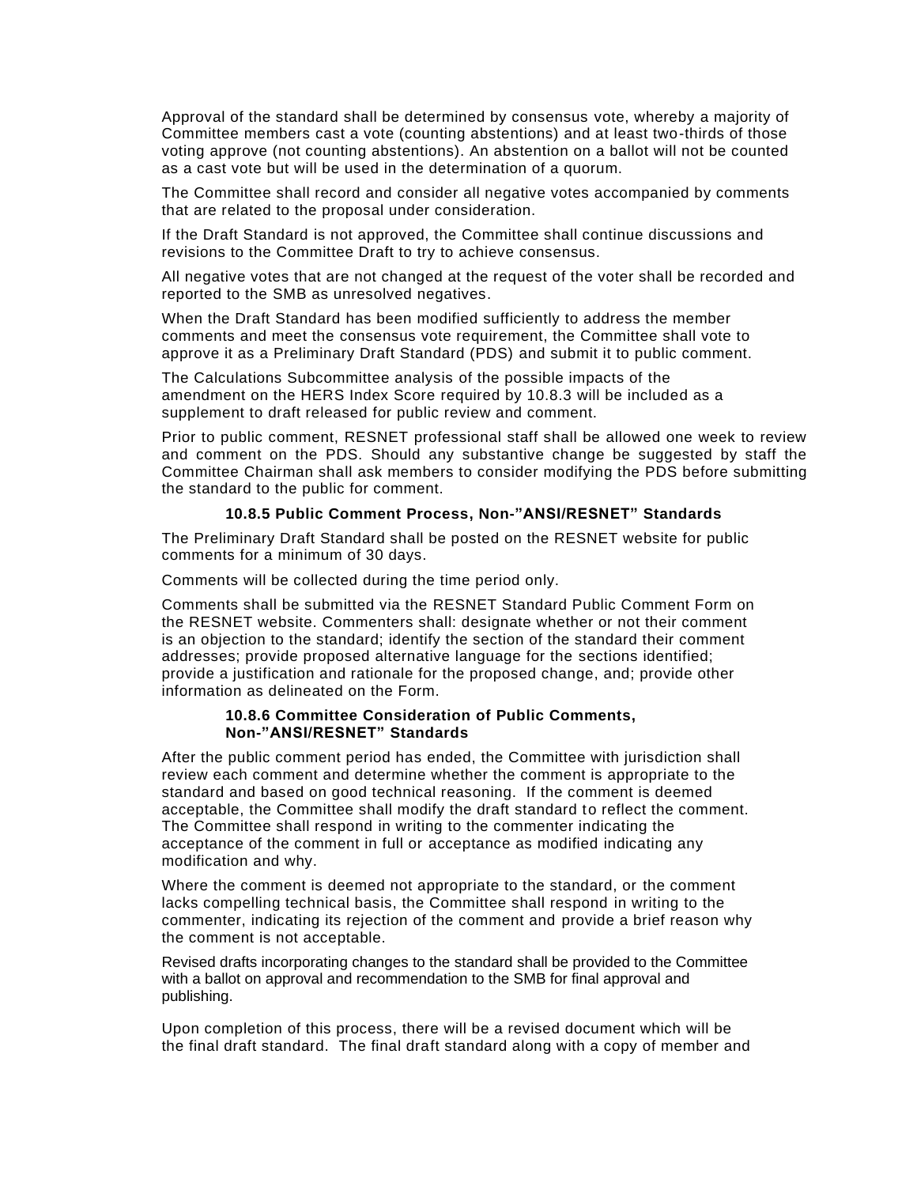Approval of the standard shall be determined by consensus vote, whereby a majority of Committee members cast a vote (counting abstentions) and at least two-thirds of those voting approve (not counting abstentions). An abstention on a ballot will not be counted as a cast vote but will be used in the determination of a quorum.

The Committee shall record and consider all negative votes accompanied by comments that are related to the proposal under consideration.

If the Draft Standard is not approved, the Committee shall continue discussions and revisions to the Committee Draft to try to achieve consensus.

All negative votes that are not changed at the request of the voter shall be recorded and reported to the SMB as unresolved negatives.

When the Draft Standard has been modified sufficiently to address the member comments and meet the consensus vote requirement, the Committee shall vote to approve it as a Preliminary Draft Standard (PDS) and submit it to public comment.

The Calculations Subcommittee analysis of the possible impacts of the amendment on the HERS Index Score required by 10.8.3 will be included as a supplement to draft released for public review and comment.

Prior to public comment, RESNET professional staff shall be allowed one week to review and comment on the PDS. Should any substantive change be suggested by staff the Committee Chairman shall ask members to consider modifying the PDS before submitting the standard to the public for comment.

#### 10.8.5 Public Comment Process, Non-"ANSI/RESNET" Standards

The Preliminary Draft Standard shall be posted on the RESNET website for public comments for a minimum of 30 days.

Comments will be collected during the time period only.

Comments shall be submitted via the RESNET Standard Public Comment Form on the RESNET website. Commenters shall: designate whether or not their comment is an objection to the standard; identify the section of the standard their comment addresses; provide proposed alternative language for the sections identified; provide a justification and rationale for the proposed change, and; provide other information as delineated on the Form.

#### 10.8.6 Committee Consideration of Public Comments, Non-"ANSI/RESNET" Standards

After the public comment period has ended, the Committee with jurisdiction shall review each comment and determine whether the comment is appropriate to the standard and based on good technical reasoning. If the comment is deemed acceptable, the Committee shall modify the draft standard to reflect the comment. The Committee shall respond in writing to the commenter indicating the acceptance of the comment in full or acceptance as modified indicating any modification and why.

Where the comment is deemed not appropriate to the standard, or the comment lacks compelling technical basis, the Committee shall respond in writing to the commenter, indicating its rejection of the comment and provide a brief reason why the comment is not acceptable.

Revised drafts incorporating changes to the standard shall be provided to the Committee with a ballot on approval and recommendation to the SMB for final approval and publishing.

Upon completion of this process, there will be a revised document which will be the final draft standard. The final draft standard along with a copy of member and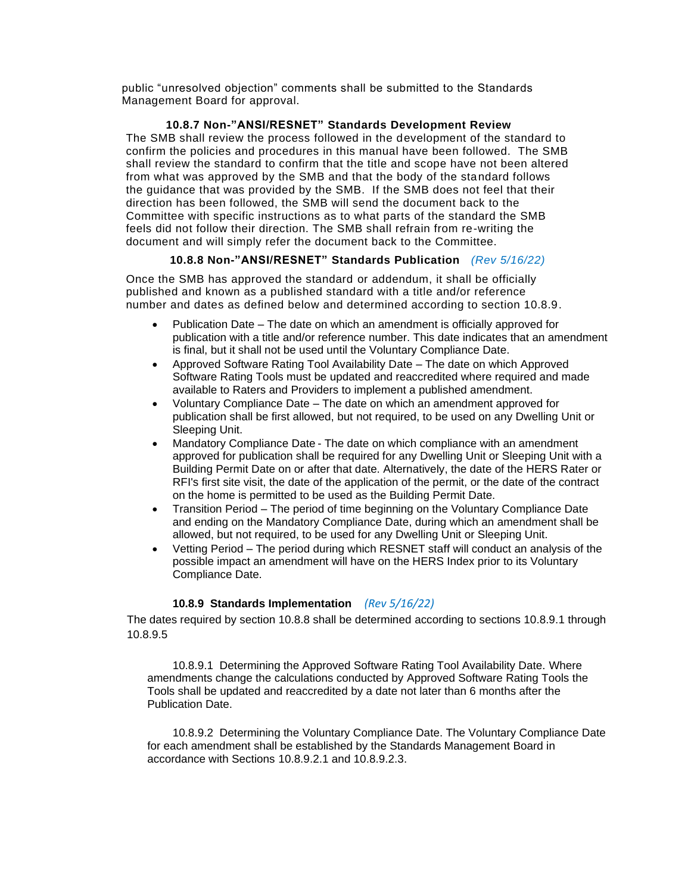public “unresolved objection” comments shall be submitted to the Standards Management Board for approval.

#### 10.8.7 Non-”ANSI/RESNET” Standards Development Review

The SMB shall review the process followed in the development of the standard to confirm the policies and procedures in this manual have been followed. The SMB shall review the standard to confirm that the title and scope have not been altered from what was approved by the SMB and that the body of the standard follows the guidance that was provided by the SMB. If the SMB does not feel that their direction has been followed, the SMB will send the document back to the Committee with specific instructions as to what parts of the standard the SMB feels did not follow their direction. The SMB shall refrain from re-writing the document and will simply refer the document back to the Committee.

#### 10.8.8 Non-”ANSI/RESNET” Standards Publication *(Rev 5/16/22)*

Once the SMB has approved the standard or addendum, it shall be officially published and known as a published standard with a title and/or reference number and dates as defined below and determined according to section 10.8.9.

- Publication Date – The date on which an amendment is officially approved for publication with a title and/or reference number. This date indicates that an amendment is final, but it shall not be used until the Voluntary Compliance Date.
- Approved Software Rating Tool Availability Date – The date on which Approved Software Rating Tools must be updated and reaccredited where required and made available to Raters and Providers to implement a published amendment.
- Voluntary Compliance Date – The date on which an amendment approved for publication shall be first allowed, but not required, to be used on any Dwelling Unit or Sleeping Unit.
- Mandatory Compliance Date - The date on which compliance with an amendment approved for publication shall be required for any Dwelling Unit or Sleeping Unit with a Building Permit Date on or after that date. Alternatively, the date of the HERS Rater or RFI's first site visit, the date of the application of the permit, or the date of the contract on the home is permitted to be used as the Building Permit Date.
- Transition Period – The period of time beginning on the Voluntary Compliance Date and ending on the Mandatory Compliance Date, during which an amendment shall be allowed, but not required, to be used for any Dwelling Unit or Sleeping Unit.
- Vetting Period – The period during which RESNET staff will conduct an analysis of the possible impact an amendment will have on the HERS Index prior to its Voluntary Compliance Date.

#### 10.8.9 Standards Implementation *(Rev 5/16/22)*

The dates required by section 10.8.8 shall be determined according to sections 10.8.9.1 through 10.8.9.5

10.8.9.1 Determining the Approved Software Rating Tool Availability Date. Where amendments change the calculations conducted by Approved Software Rating Tools the Tools shall be updated and reaccredited by a date not later than 6 months after the Publication Date.

10.8.9.2 Determining the Voluntary Compliance Date. The Voluntary Compliance Date for each amendment shall be established by the Standards Management Board in accordance with Sections 10.8.9.2.1 and 10.8.9.2.3.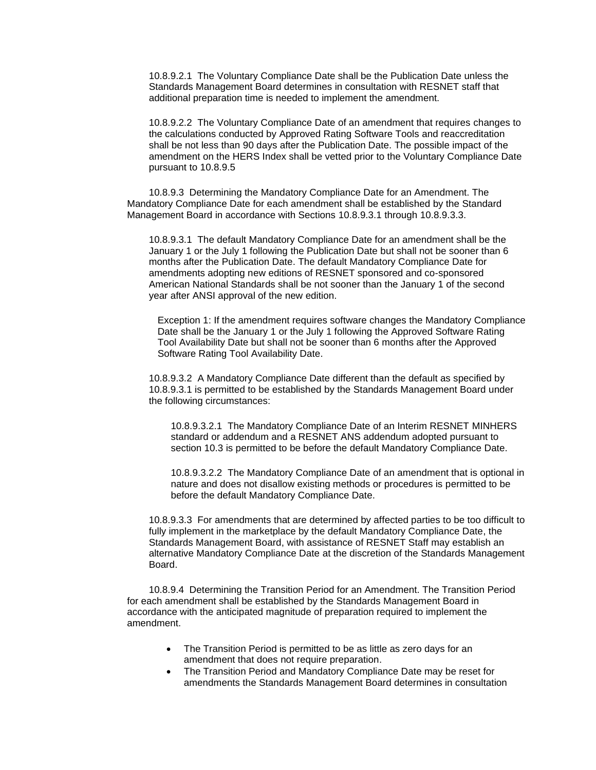10.8.9.2.1 The Voluntary Compliance Date shall be the Publication Date unless the Standards Management Board determines in consultation with RESNET staff that additional preparation time is needed to implement the amendment.

10.8.9.2.2 The Voluntary Compliance Date of an amendment that requires changes to the calculations conducted by Approved Rating Software Tools and reaccreditation shall be not less than 90 days after the Publication Date. The possible impact of the amendment on the HERS Index shall be vetted prior to the Voluntary Compliance Date pursuant to 10.8.9.5

10.8.9.3 Determining the Mandatory Compliance Date for an Amendment. The Mandatory Compliance Date for each amendment shall be established by the Standard Management Board in accordance with Sections 10.8.9.3.1 through 10.8.9.3.3.

10.8.9.3.1 The default Mandatory Compliance Date for an amendment shall be the January 1 or the July 1 following the Publication Date but shall not be sooner than 6 months after the Publication Date. The default Mandatory Compliance Date for amendments adopting new editions of RESNET sponsored and co-sponsored American National Standards shall be not sooner than the January 1 of the second year after ANSI approval of the new edition.

Exception 1: If the amendment requires software changes the Mandatory Compliance Date shall be the January 1 or the July 1 following the Approved Software Rating Tool Availability Date but shall not be sooner than 6 months after the Approved Software Rating Tool Availability Date.

10.8.9.3.2 A Mandatory Compliance Date different than the default as specified by 10.8.9.3.1 is permitted to be established by the Standards Management Board under the following circumstances:

10.8.9.3.2.1 The Mandatory Compliance Date of an Interim RESNET MINHERS standard or addendum and a RESNET ANS addendum adopted pursuant to section 10.3 is permitted to be before the default Mandatory Compliance Date.

10.8.9.3.2.2 The Mandatory Compliance Date of an amendment that is optional in nature and does not disallow existing methods or procedures is permitted to be before the default Mandatory Compliance Date.

10.8.9.3.3 For amendments that are determined by affected parties to be too difficult to fully implement in the marketplace by the default Mandatory Compliance Date, the Standards Management Board, with assistance of RESNET Staff may establish an alternative Mandatory Compliance Date at the discretion of the Standards Management Board.

10.8.9.4 Determining the Transition Period for an Amendment. The Transition Period for each amendment shall be established by the Standards Management Board in accordance with the anticipated magnitude of preparation required to implement the amendment.

- The Transition Period is permitted to be as little as zero days for an amendment that does not require preparation.
- The Transition Period and Mandatory Compliance Date may be reset for amendments the Standards Management Board determines in consultation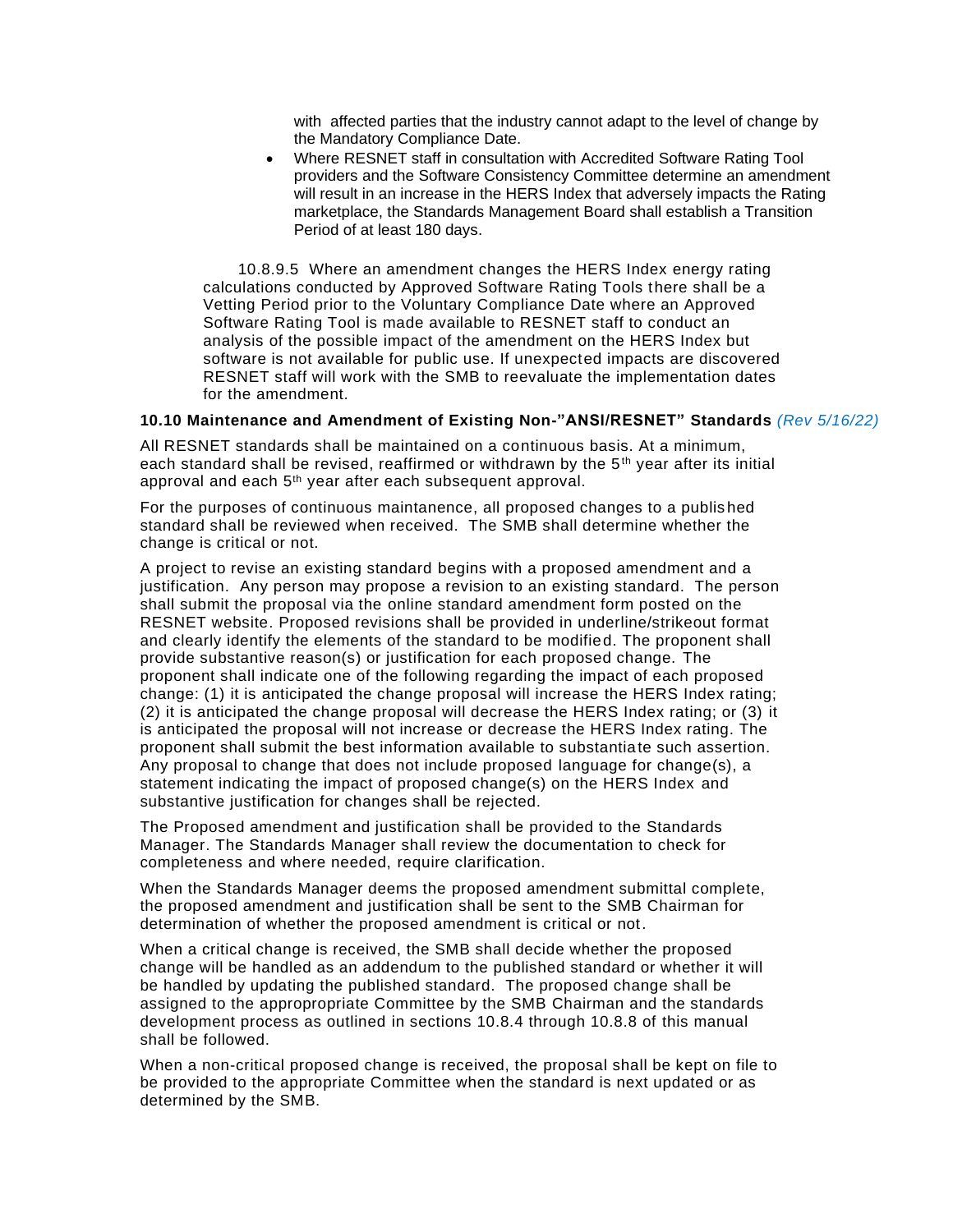with affected parties that the industry cannot adapt to the level of change by the Mandatory Compliance Date.

- Where RESNET staff in consultation with Accredited Software Rating Tool providers and the Software Consistency Committee determine an amendment will result in an increase in the HERS Index that adversely impacts the Rating marketplace, the Standards Management Board shall establish a Transition Period of at least 180 days.

10.8.9.5 Where an amendment changes the HERS Index energy rating calculations conducted by Approved Software Rating Tools there shall be a Vetting Period prior to the Voluntary Compliance Date where an Approved Software Rating Tool is made available to RESNET staff to conduct an analysis of the possible impact of the amendment on the HERS Index but software is not available for public use. If unexpected impacts are discovered RESNET staff will work with the SMB to reevaluate the implementation dates for the amendment.

**10.10 Maintenance and Amendment of Existing Non-"ANSI/RESNET" Standards** *(Rev 5/16/22)*

All RESNET standards shall be maintained on a continuous basis. At a minimum, each standard shall be revised, reaffirmed or withdrawn by the 5th year after its initial approval and each 5th year after each subsequent approval.

For the purposes of continuous maintanence, all proposed changes to a published standard shall be reviewed when received. The SMB shall determine whether the change is critical or not.

A project to revise an existing standard begins with a proposed amendment and a justification. Any person may propose a revision to an existing standard. The person shall submit the proposal via the online standard amendment form posted on the RESNET website. Proposed revisions shall be provided in underline/strikeout format and clearly identify the elements of the standard to be modified. The proponent shall provide substantive reason(s) or justification for each proposed change. The proponent shall indicate one of the following regarding the impact of each proposed change: (1) it is anticipated the change proposal will increase the HERS Index rating; (2) it is anticipated the change proposal will decrease the HERS Index rating; or (3) it is anticipated the proposal will not increase or decrease the HERS Index rating. The proponent shall submit the best information available to substantiate such assertion. Any proposal to change that does not include proposed language for change(s), a statement indicating the impact of proposed change(s) on the HERS Index and substantive justification for changes shall be rejected.

The Proposed amendment and justification shall be provided to the Standards Manager. The Standards Manager shall review the documentation to check for completeness and where needed, require clarification.

When the Standards Manager deems the proposed amendment submittal complete, the proposed amendment and justification shall be sent to the SMB Chairman for determination of whether the proposed amendment is critical or not.

When a critical change is received, the SMB shall decide whether the proposed change will be handled as an addendum to the published standard or whether it will be handled by updating the published standard. The proposed change shall be assigned to the appropropriate Committee by the SMB Chairman and the standards development process as outlined in sections 10.8.4 through 10.8.8 of this manual shall be followed.

When a non-critical proposed change is received, the proposal shall be kept on file to be provided to the appropriate Committee when the standard is next updated or as determined by the SMB.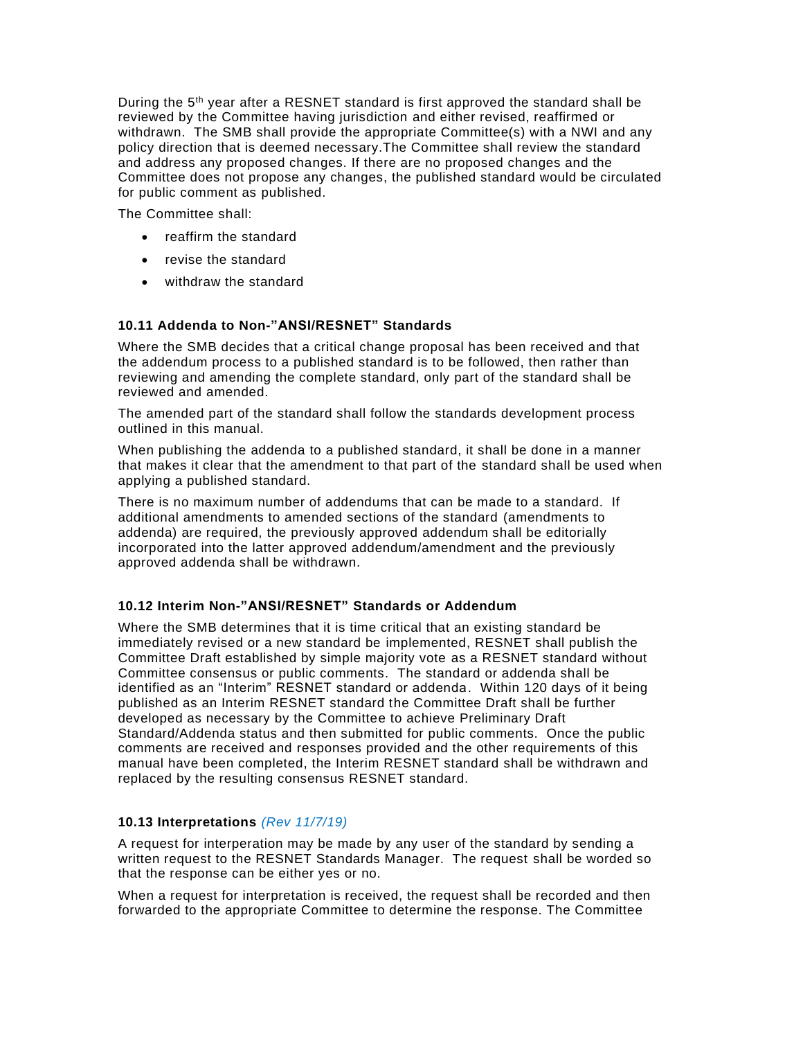During the 5th year after a RESNET standard is first approved the standard shall be reviewed by the Committee having jurisdiction and either revised, reaffirmed or withdrawn. The SMB shall provide the appropriate Committee(s) with a NWI and any policy direction that is deemed necessary.The Committee shall review the standard and address any proposed changes. If there are no proposed changes and the Committee does not propose any changes, the published standard would be circulated for public comment as published.

The Committee shall:

- reaffirm the standard
- revise the standard
- withdraw the standard

### 10.11 Addenda to Non-"ANSI/RESNET" Standards

Where the SMB decides that a critical change proposal has been received and that the addendum process to a published standard is to be followed, then rather than reviewing and amending the complete standard, only part of the standard shall be reviewed and amended.

The amended part of the standard shall follow the standards development process outlined in this manual.

When publishing the addenda to a published standard, it shall be done in a manner that makes it clear that the amendment to that part of the standard shall be used when applying a published standard.

There is no maximum number of addendums that can be made to a standard. If additional amendments to amended sections of the standard (amendments to addenda) are required, the previously approved addendum shall be editorially incorporated into the latter approved addendum/amendment and the previously approved addenda shall be withdrawn.

### 10.12 Interim Non-"ANSI/RESNET" Standards or Addendum

Where the SMB determines that it is time critical that an existing standard be immediately revised or a new standard be implemented, RESNET shall publish the Committee Draft established by simple majority vote as a RESNET standard without Committee consensus or public comments. The standard or addenda shall be identified as an "Interim" RESNET standard or addenda. Within 120 days of it being published as an Interim RESNET standard the Committee Draft shall be further developed as necessary by the Committee to achieve Preliminary Draft Standard/Addenda status and then submitted for public comments. Once the public comments are received and responses provided and the other requirements of this manual have been completed, the Interim RESNET standard shall be withdrawn and replaced by the resulting consensus RESNET standard.

### 10.13 Interpretations *(Rev 11/7/19)*

A request for interperation may be made by any user of the standard by sending a written request to the RESNET Standards Manager. The request shall be worded so that the response can be either yes or no.

When a request for interpretation is received, the request shall be recorded and then forwarded to the appropriate Committee to determine the response. The Committee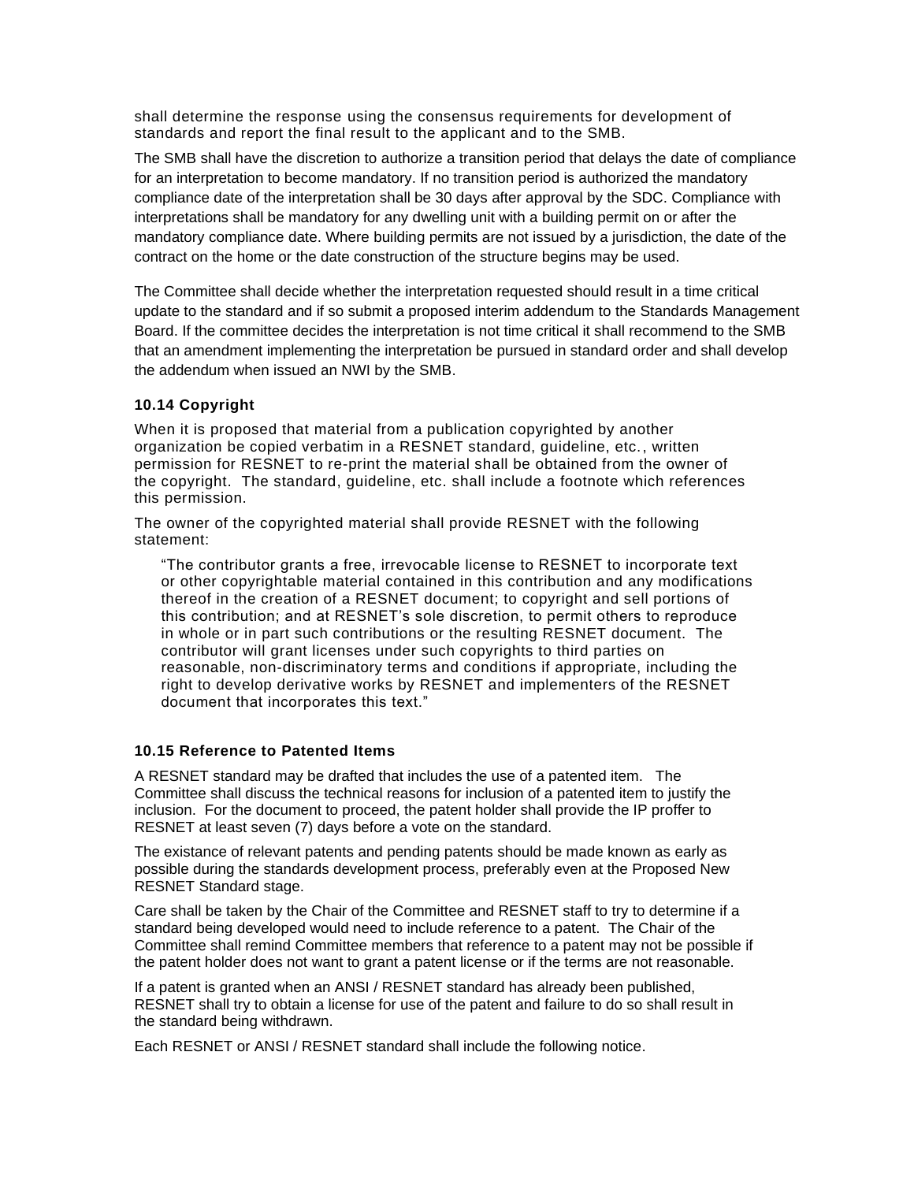shall determine the response using the consensus requirements for development of standards and report the final result to the applicant and to the SMB.

The SMB shall have the discretion to authorize a transition period that delays the date of compliance for an interpretation to become mandatory. If no transition period is authorized the mandatory compliance date of the interpretation shall be 30 days after approval by the SDC. Compliance with interpretations shall be mandatory for any dwelling unit with a building permit on or after the mandatory compliance date. Where building permits are not issued by a jurisdiction, the date of the contract on the home or the date construction of the structure begins may be used.

The Committee shall decide whether the interpretation requested should result in a time critical update to the standard and if so submit a proposed interim addendum to the Standards Management Board. If the committee decides the interpretation is not time critical it shall recommend to the SMB that an amendment implementing the interpretation be pursued in standard order and shall develop the addendum when issued an NWI by the SMB.

### 10.14 Copyright

When it is proposed that material from a publication copyrighted by another organization be copied verbatim in a RESNET standard, guideline, etc., written permission for RESNET to re-print the material shall be obtained from the owner of the copyright. The standard, guideline, etc. shall include a footnote which references this permission.

The owner of the copyrighted material shall provide RESNET with the following statement:

> "The contributor grants a free, irrevocable license to RESNET to incorporate text or other copyrightable material contained in this contribution and any modifications thereof in the creation of a RESNET document; to copyright and sell portions of this contribution; and at RESNET's sole discretion, to permit others to reproduce in whole or in part such contributions or the resulting RESNET document. The contributor will grant licenses under such copyrights to third parties on reasonable, non-discriminatory terms and conditions if appropriate, including the right to develop derivative works by RESNET and implementers of the RESNET document that incorporates this text."

### 10.15 Reference to Patented Items

A RESNET standard may be drafted that includes the use of a patented item. The Committee shall discuss the technical reasons for inclusion of a patented item to justify the inclusion. For the document to proceed, the patent holder shall provide the IP proffer to RESNET at least seven (7) days before a vote on the standard.

The existance of relevant patents and pending patents should be made known as early as possible during the standards development process, preferably even at the Proposed New RESNET Standard stage.

Care shall be taken by the Chair of the Committee and RESNET staff to try to determine if a standard being developed would need to include reference to a patent. The Chair of the Committee shall remind Committee members that reference to a patent may not be possible if the patent holder does not want to grant a patent license or if the terms are not reasonable.

If a patent is granted when an ANSI / RESNET standard has already been published, RESNET shall try to obtain a license for use of the patent and failure to do so shall result in the standard being withdrawn.

Each RESNET or ANSI / RESNET standard shall include the following notice.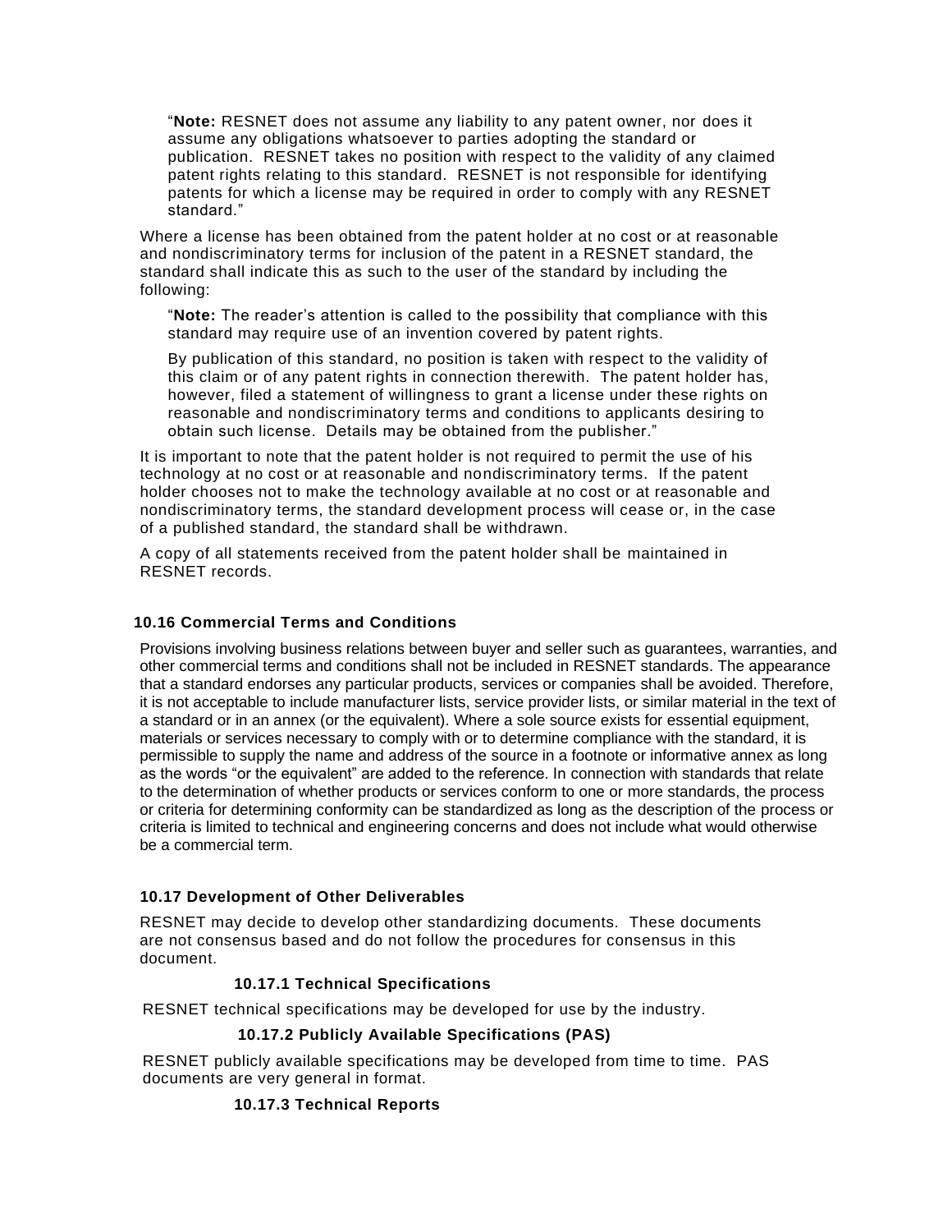> “**Note:** RESNET does not assume any liability to any patent owner, nor does it assume any obligations whatsoever to parties adopting the standard or publication. RESNET takes no position with respect to the validity of any claimed patent rights relating to this standard. RESNET is not responsible for identifying patents for which a license may be required in order to comply with any RESNET standard.”

Where a license has been obtained from the patent holder at no cost or at reasonable and nondiscriminatory terms for inclusion of the patent in a RESNET standard, the standard shall indicate this as such to the user of the standard by including the following:

> “**Note:** The reader’s attention is called to the possibility that compliance with this standard may require use of an invention covered by patent rights.
>
> By publication of this standard, no position is taken with respect to the validity of this claim or of any patent rights in connection therewith. The patent holder has, however, filed a statement of willingness to grant a license under these rights on reasonable and nondiscriminatory terms and conditions to applicants desiring to obtain such license. Details may be obtained from the publisher.”

It is important to note that the patent holder is not required to permit the use of his technology at no cost or at reasonable and nondiscriminatory terms. If the patent holder chooses not to make the technology available at no cost or at reasonable and nondiscriminatory terms, the standard development process will cease or, in the case of a published standard, the standard shall be withdrawn.

A copy of all statements received from the patent holder shall be maintained in RESNET records.

### 10.16 Commercial Terms and Conditions

Provisions involving business relations between buyer and seller such as guarantees, warranties, and other commercial terms and conditions shall not be included in RESNET standards. The appearance that a standard endorses any particular products, services or companies shall be avoided. Therefore, it is not acceptable to include manufacturer lists, service provider lists, or similar material in the text of a standard or in an annex (or the equivalent). Where a sole source exists for essential equipment, materials or services necessary to comply with or to determine compliance with the standard, it is permissible to supply the name and address of the source in a footnote or informative annex as long as the words “or the equivalent” are added to the reference. In connection with standards that relate to the determination of whether products or services conform to one or more standards, the process or criteria for determining conformity can be standardized as long as the description of the process or criteria is limited to technical and engineering concerns and does not include what would otherwise be a commercial term.

### 10.17 Development of Other Deliverables

RESNET may decide to develop other standardizing documents. These documents are not consensus based and do not follow the procedures for consensus in this document.

#### 10.17.1 Technical Specifications

RESNET technical specifications may be developed for use by the industry.

#### 10.17.2 Publicly Available Specifications (PAS)

RESNET publicly available specifications may be developed from time to time. PAS documents are very general in format.

#### 10.17.3 Technical Reports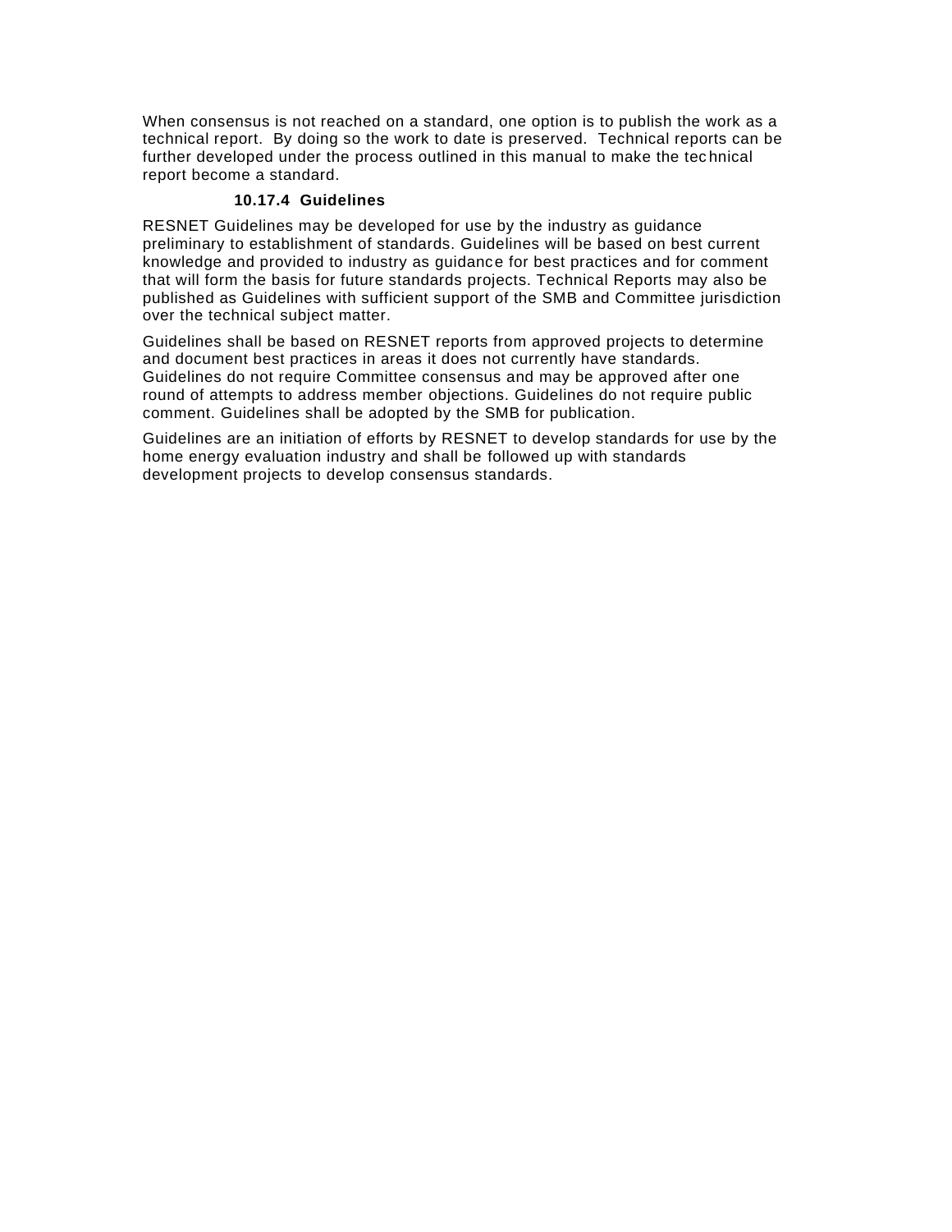When consensus is not reached on a standard, one option is to publish the work as a technical report. By doing so the work to date is preserved. Technical reports can be further developed under the process outlined in this manual to make the technical report become a standard.

#### 10.17.4 Guidelines

RESNET Guidelines may be developed for use by the industry as guidance preliminary to establishment of standards. Guidelines will be based on best current knowledge and provided to industry as guidance for best practices and for comment that will form the basis for future standards projects. Technical Reports may also be published as Guidelines with sufficient support of the SMB and Committee jurisdiction over the technical subject matter.

Guidelines shall be based on RESNET reports from approved projects to determine and document best practices in areas it does not currently have standards. Guidelines do not require Committee consensus and may be approved after one round of attempts to address member objections. Guidelines do not require public comment. Guidelines shall be adopted by the SMB for publication.

Guidelines are an initiation of efforts by RESNET to develop standards for use by the home energy evaluation industry and shall be followed up with standards development projects to develop consensus standards.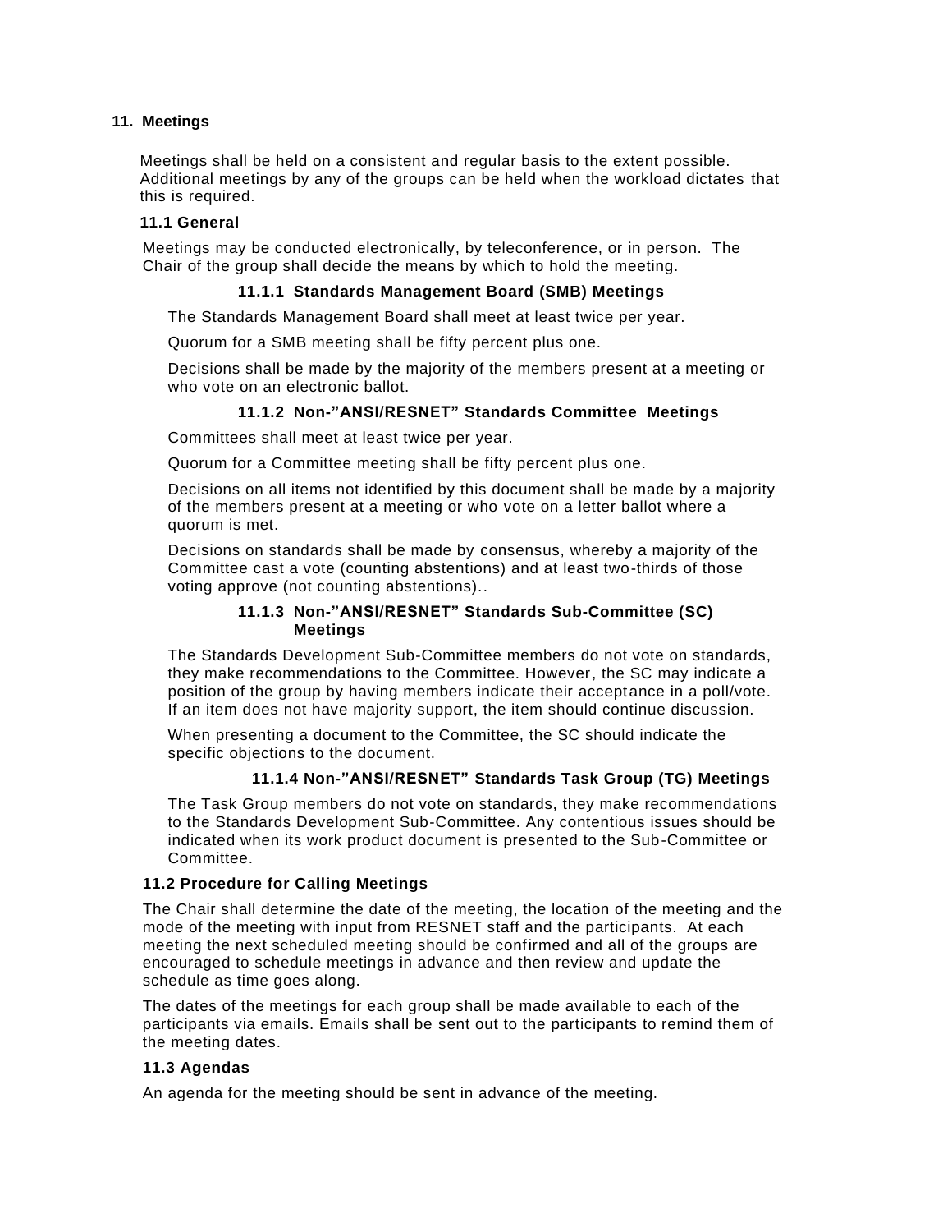## 11. Meetings

Meetings shall be held on a consistent and regular basis to the extent possible. Additional meetings by any of the groups can be held when the workload dictates that this is required.

### 11.1 General

Meetings may be conducted electronically, by teleconference, or in person. The Chair of the group shall decide the means by which to hold the meeting.

#### 11.1.1 Standards Management Board (SMB) Meetings

The Standards Management Board shall meet at least twice per year.

Quorum for a SMB meeting shall be fifty percent plus one.

Decisions shall be made by the majority of the members present at a meeting or who vote on an electronic ballot.

#### 11.1.2 Non-"ANSI/RESNET" Standards Committee Meetings

Committees shall meet at least twice per year.

Quorum for a Committee meeting shall be fifty percent plus one.

Decisions on all items not identified by this document shall be made by a majority of the members present at a meeting or who vote on a letter ballot where a quorum is met.

Decisions on standards shall be made by consensus, whereby a majority of the Committee cast a vote (counting abstentions) and at least two-thirds of those voting approve (not counting abstentions)..

#### 11.1.3 Non-"ANSI/RESNET" Standards Sub-Committee (SC) Meetings

The Standards Development Sub-Committee members do not vote on standards, they make recommendations to the Committee. However, the SC may indicate a position of the group by having members indicate their acceptance in a poll/vote. If an item does not have majority support, the item should continue discussion.

When presenting a document to the Committee, the SC should indicate the specific objections to the document.

#### 11.1.4 Non-"ANSI/RESNET" Standards Task Group (TG) Meetings

The Task Group members do not vote on standards, they make recommendations to the Standards Development Sub-Committee. Any contentious issues should be indicated when its work product document is presented to the Sub-Committee or Committee.

### 11.2 Procedure for Calling Meetings

The Chair shall determine the date of the meeting, the location of the meeting and the mode of the meeting with input from RESNET staff and the participants. At each meeting the next scheduled meeting should be confirmed and all of the groups are encouraged to schedule meetings in advance and then review and update the schedule as time goes along.

The dates of the meetings for each group shall be made available to each of the participants via emails. Emails shall be sent out to the participants to remind them of the meeting dates.

### 11.3 Agendas

An agenda for the meeting should be sent in advance of the meeting.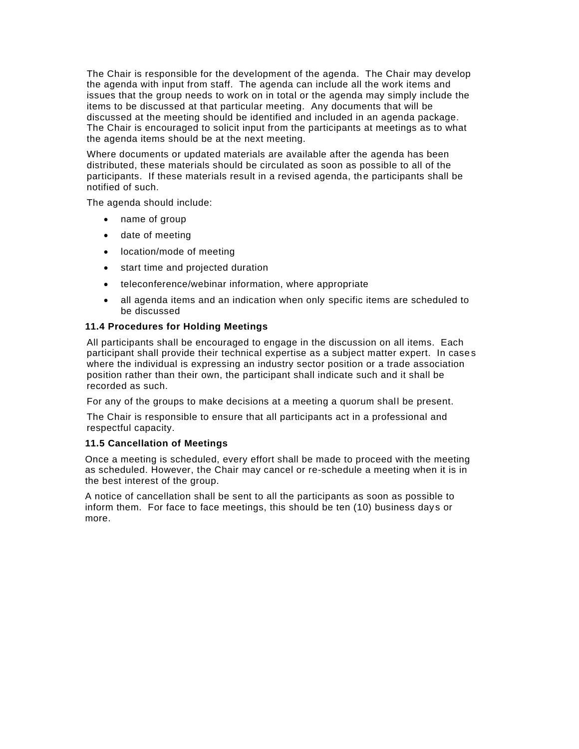The Chair is responsible for the development of the agenda. The Chair may develop the agenda with input from staff. The agenda can include all the work items and issues that the group needs to work on in total or the agenda may simply include the items to be discussed at that particular meeting. Any documents that will be discussed at the meeting should be identified and included in an agenda package. The Chair is encouraged to solicit input from the participants at meetings as to what the agenda items should be at the next meeting.

Where documents or updated materials are available after the agenda has been distributed, these materials should be circulated as soon as possible to all of the participants. If these materials result in a revised agenda, the participants shall be notified of such.

The agenda should include:

- name of group
- date of meeting
- location/mode of meeting
- start time and projected duration
- teleconference/webinar information, where appropriate
- all agenda items and an indication when only specific items are scheduled to be discussed

**11.4 Procedures for Holding Meetings**

All participants shall be encouraged to engage in the discussion on all items. Each participant shall provide their technical expertise as a subject matter expert. In cases where the individual is expressing an industry sector position or a trade association position rather than their own, the participant shall indicate such and it shall be recorded as such.

For any of the groups to make decisions at a meeting a quorum shall be present.

The Chair is responsible to ensure that all participants act in a professional and respectful capacity.

**11.5 Cancellation of Meetings**

Once a meeting is scheduled, every effort shall be made to proceed with the meeting as scheduled. However, the Chair may cancel or re-schedule a meeting when it is in the best interest of the group.

A notice of cancellation shall be sent to all the participants as soon as possible to inform them. For face to face meetings, this should be ten (10) business days or more.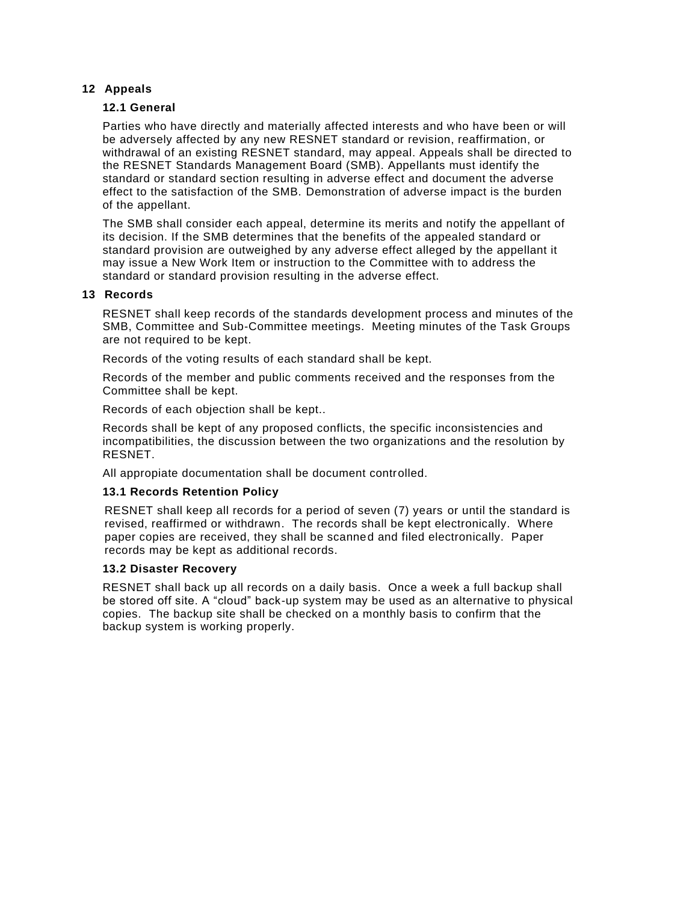## 12 Appeals

### 12.1 General

Parties who have directly and materially affected interests and who have been or will be adversely affected by any new RESNET standard or revision, reaffirmation, or withdrawal of an existing RESNET standard, may appeal. Appeals shall be directed to the RESNET Standards Management Board (SMB). Appellants must identify the standard or standard section resulting in adverse effect and document the adverse effect to the satisfaction of the SMB. Demonstration of adverse impact is the burden of the appellant.

The SMB shall consider each appeal, determine its merits and notify the appellant of its decision. If the SMB determines that the benefits of the appealed standard or standard provision are outweighed by any adverse effect alleged by the appellant it may issue a New Work Item or instruction to the Committee with to address the standard or standard provision resulting in the adverse effect.

## 13 Records

RESNET shall keep records of the standards development process and minutes of the SMB, Committee and Sub-Committee meetings. Meeting minutes of the Task Groups are not required to be kept.

Records of the voting results of each standard shall be kept.

Records of the member and public comments received and the responses from the Committee shall be kept.

Records of each objection shall be kept..

Records shall be kept of any proposed conflicts, the specific inconsistencies and incompatibilities, the discussion between the two organizations and the resolution by RESNET.

All appropiate documentation shall be document controlled.

### 13.1 Records Retention Policy

RESNET shall keep all records for a period of seven (7) years or until the standard is revised, reaffirmed or withdrawn. The records shall be kept electronically. Where paper copies are received, they shall be scanned and filed electronically. Paper records may be kept as additional records.

### 13.2 Disaster Recovery

RESNET shall back up all records on a daily basis. Once a week a full backup shall be stored off site. A “cloud” back-up system may be used as an alternative to physical copies. The backup site shall be checked on a monthly basis to confirm that the backup system is working properly.